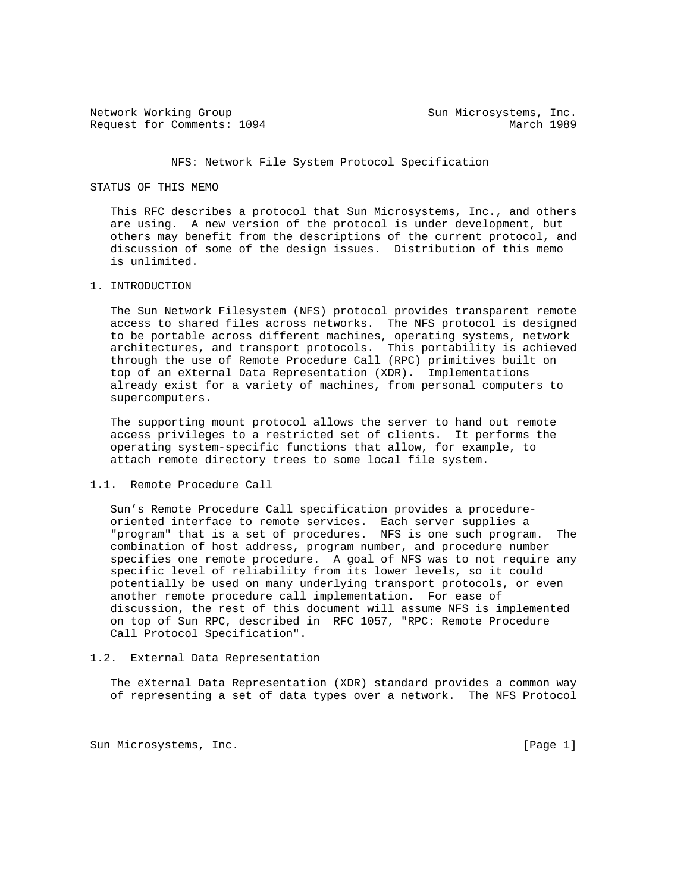Network Working Group                                    Sun Microsystems, Inc.
Request for Comments: 1094                                            March 1989

# NFS: Network File System Protocol Specification

## STATUS OF THIS MEMO

This RFC describes a protocol that Sun Microsystems, Inc., and others are using. A new version of the protocol is under development, but others may benefit from the descriptions of the current protocol, and discussion of some of the design issues. Distribution of this memo is unlimited.

## 1. INTRODUCTION

The Sun Network Filesystem (NFS) protocol provides transparent remote access to shared files across networks. The NFS protocol is designed to be portable across different machines, operating systems, network architectures, and transport protocols. This portability is achieved through the use of Remote Procedure Call (RPC) primitives built on top of an eXternal Data Representation (XDR). Implementations already exist for a variety of machines, from personal computers to supercomputers.

The supporting mount protocol allows the server to hand out remote access privileges to a restricted set of clients. It performs the operating system-specific functions that allow, for example, to attach remote directory trees to some local file system.

### 1.1. Remote Procedure Call

Sun's Remote Procedure Call specification provides a procedure-oriented interface to remote services. Each server supplies a "program" that is a set of procedures. NFS is one such program. The combination of host address, program number, and procedure number specifies one remote procedure. A goal of NFS was to not require any specific level of reliability from its lower levels, so it could potentially be used on many underlying transport protocols, or even another remote procedure call implementation. For ease of discussion, the rest of this document will assume NFS is implemented on top of Sun RPC, described in RFC 1057, "RPC: Remote Procedure Call Protocol Specification".

### 1.2. External Data Representation

The eXternal Data Representation (XDR) standard provides a common way of representing a set of data types over a network. The NFS Protocol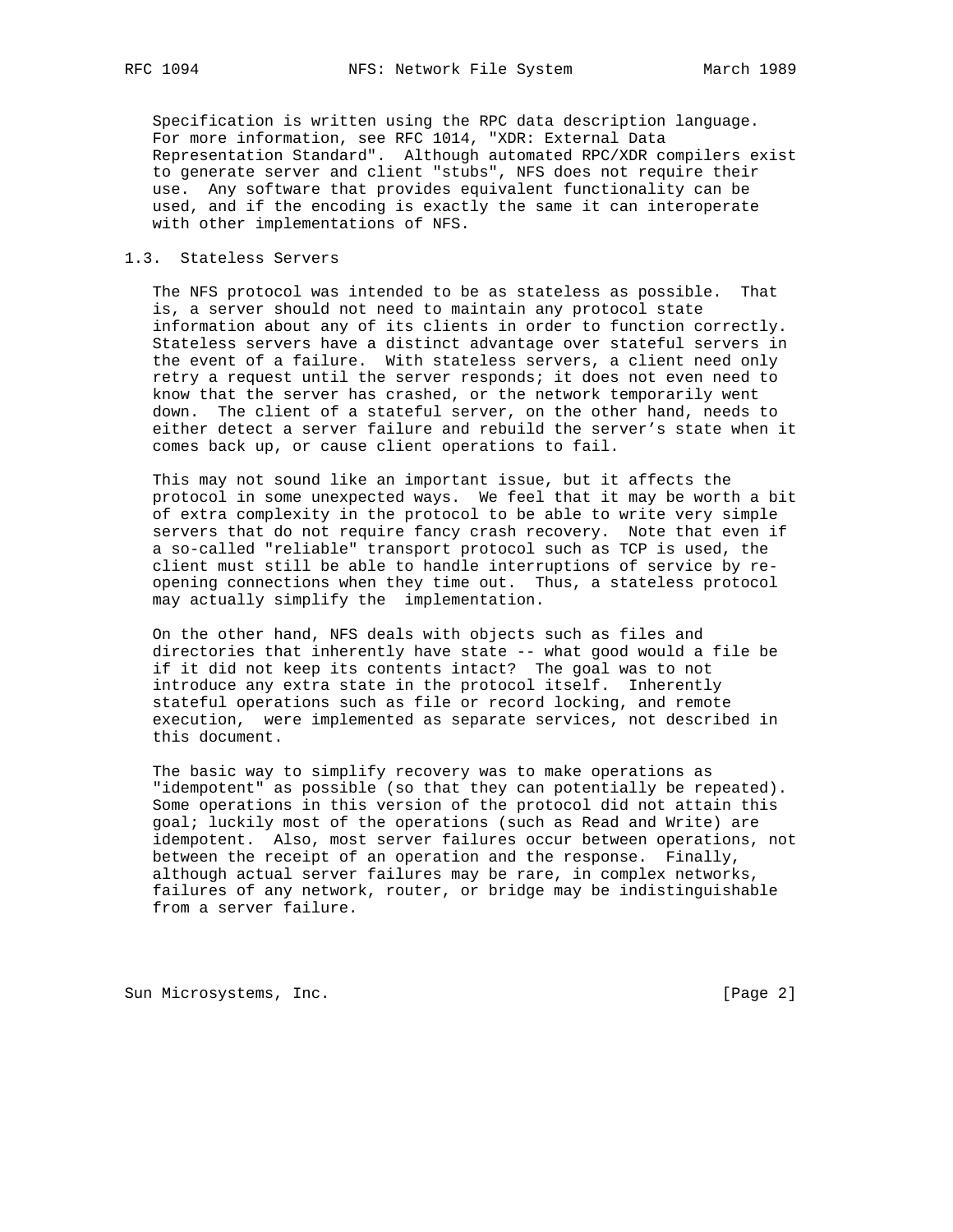Specification is written using the RPC data description language. For more information, see RFC 1014, "XDR: External Data Representation Standard". Although automated RPC/XDR compilers exist to generate server and client "stubs", NFS does not require their use. Any software that provides equivalent functionality can be used, and if the encoding is exactly the same it can interoperate with other implementations of NFS.

## 1.3. Stateless Servers

The NFS protocol was intended to be as stateless as possible. That is, a server should not need to maintain any protocol state information about any of its clients in order to function correctly. Stateless servers have a distinct advantage over stateful servers in the event of a failure. With stateless servers, a client need only retry a request until the server responds; it does not even need to know that the server has crashed, or the network temporarily went down. The client of a stateful server, on the other hand, needs to either detect a server failure and rebuild the server's state when it comes back up, or cause client operations to fail.

This may not sound like an important issue, but it affects the protocol in some unexpected ways. We feel that it may be worth a bit of extra complexity in the protocol to be able to write very simple servers that do not require fancy crash recovery. Note that even if a so-called "reliable" transport protocol such as TCP is used, the client must still be able to handle interruptions of service by re-opening connections when they time out. Thus, a stateless protocol may actually simplify the implementation.

On the other hand, NFS deals with objects such as files and directories that inherently have state -- what good would a file be if it did not keep its contents intact? The goal was to not introduce any extra state in the protocol itself. Inherently stateful operations such as file or record locking, and remote execution, were implemented as separate services, not described in this document.

The basic way to simplify recovery was to make operations as "idempotent" as possible (so that they can potentially be repeated). Some operations in this version of the protocol did not attain this goal; luckily most of the operations (such as Read and Write) are idempotent. Also, most server failures occur between operations, not between the receipt of an operation and the response. Finally, although actual server failures may be rare, in complex networks, failures of any network, router, or bridge may be indistinguishable from a server failure.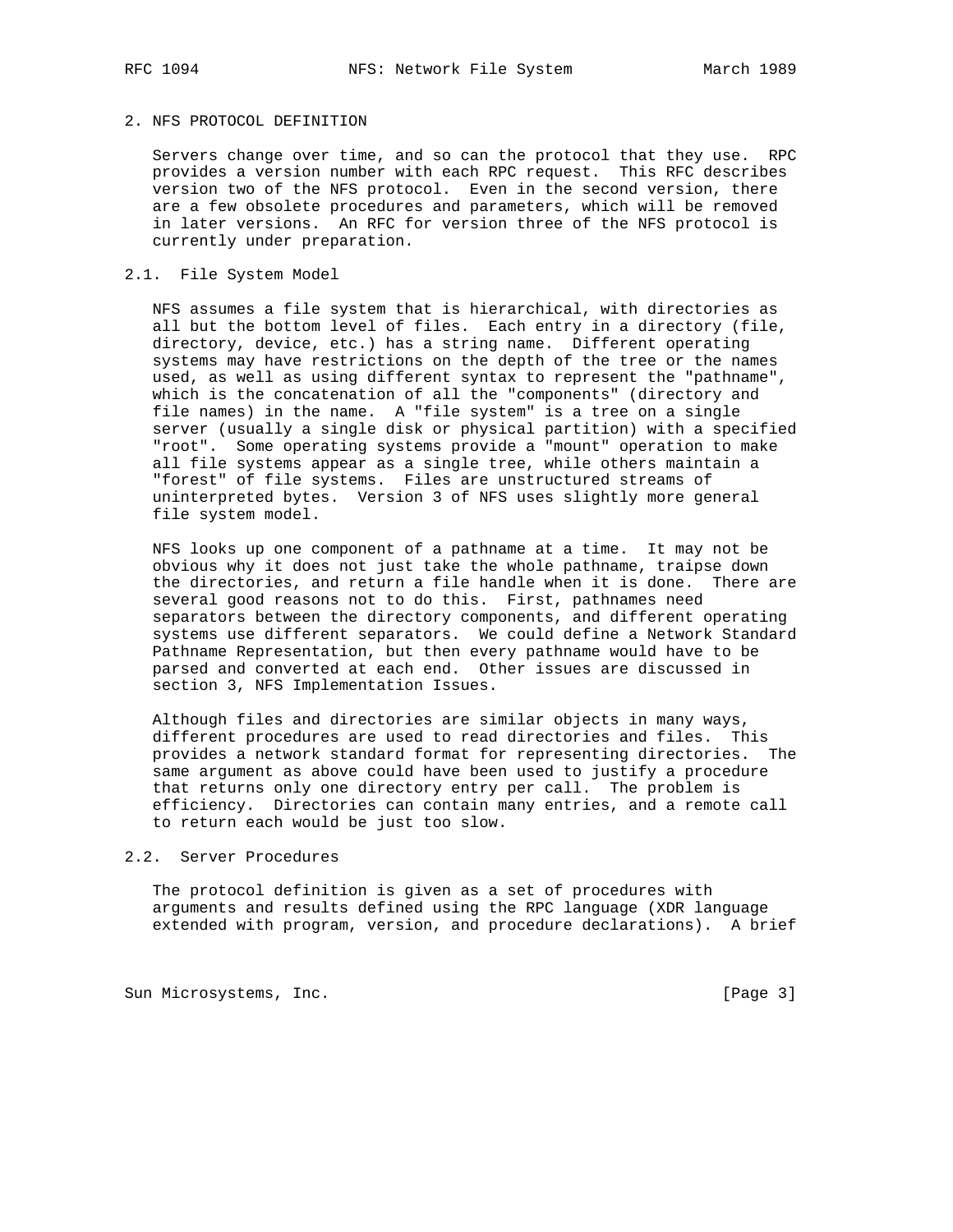## 2. NFS PROTOCOL DEFINITION

Servers change over time, and so can the protocol that they use. RPC provides a version number with each RPC request. This RFC describes version two of the NFS protocol. Even in the second version, there are a few obsolete procedures and parameters, which will be removed in later versions. An RFC for version three of the NFS protocol is currently under preparation.

### 2.1. File System Model

NFS assumes a file system that is hierarchical, with directories as all but the bottom level of files. Each entry in a directory (file, directory, device, etc.) has a string name. Different operating systems may have restrictions on the depth of the tree or the names used, as well as using different syntax to represent the "pathname", which is the concatenation of all the "components" (directory and file names) in the name. A "file system" is a tree on a single server (usually a single disk or physical partition) with a specified "root". Some operating systems provide a "mount" operation to make all file systems appear as a single tree, while others maintain a "forest" of file systems. Files are unstructured streams of uninterpreted bytes. Version 3 of NFS uses slightly more general file system model.

NFS looks up one component of a pathname at a time. It may not be obvious why it does not just take the whole pathname, traipse down the directories, and return a file handle when it is done. There are several good reasons not to do this. First, pathnames need separators between the directory components, and different operating systems use different separators. We could define a Network Standard Pathname Representation, but then every pathname would have to be parsed and converted at each end. Other issues are discussed in section 3, NFS Implementation Issues.

Although files and directories are similar objects in many ways, different procedures are used to read directories and files. This provides a network standard format for representing directories. The same argument as above could have been used to justify a procedure that returns only one directory entry per call. The problem is efficiency. Directories can contain many entries, and a remote call to return each would be just too slow.

### 2.2. Server Procedures

The protocol definition is given as a set of procedures with arguments and results defined using the RPC language (XDR language extended with program, version, and procedure declarations). A brief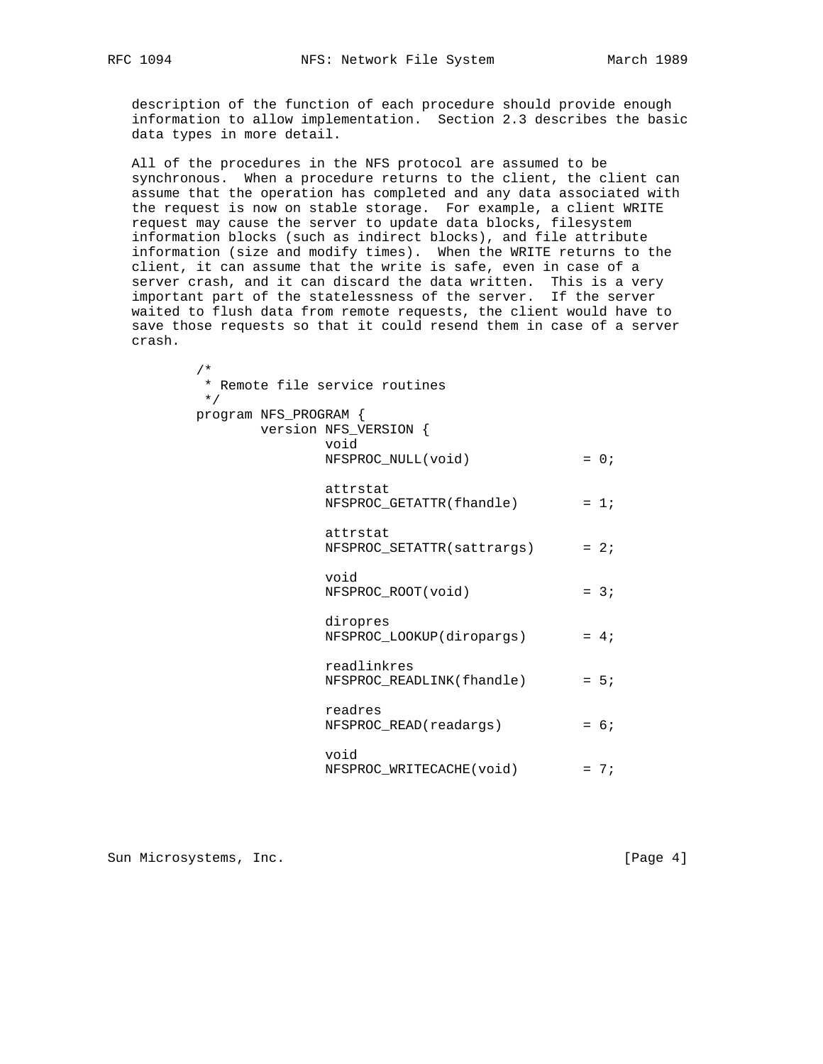description of the function of each procedure should provide enough information to allow implementation. Section 2.3 describes the basic data types in more detail.

All of the procedures in the NFS protocol are assumed to be synchronous. When a procedure returns to the client, the client can assume that the operation has completed and any data associated with the request is now on stable storage. For example, a client WRITE request may cause the server to update data blocks, filesystem information blocks (such as indirect blocks), and file attribute information (size and modify times). When the WRITE returns to the client, it can assume that the write is safe, even in case of a server crash, and it can discard the data written. This is a very important part of the statelessness of the server. If the server waited to flush data from remote requests, the client would have to save those requests so that it could resend them in case of a server crash.

```
/*
 * Remote file service routines
 */
program NFS_PROGRAM {
        version NFS_VERSION {
                void
                NFSPROC_NULL(void)              = 0;

                attrstat
                NFSPROC_GETATTR(fhandle)        = 1;

                attrstat
                NFSPROC_SETATTR(sattrargs)      = 2;

                void
                NFSPROC_ROOT(void)              = 3;

                diropres
                NFSPROC_LOOKUP(diropargs)       = 4;

                readlinkres
                NFSPROC_READLINK(fhandle)       = 5;

                readres
                NFSPROC_READ(readargs)          = 6;

                void
                NFSPROC_WRITECACHE(void)        = 7;
```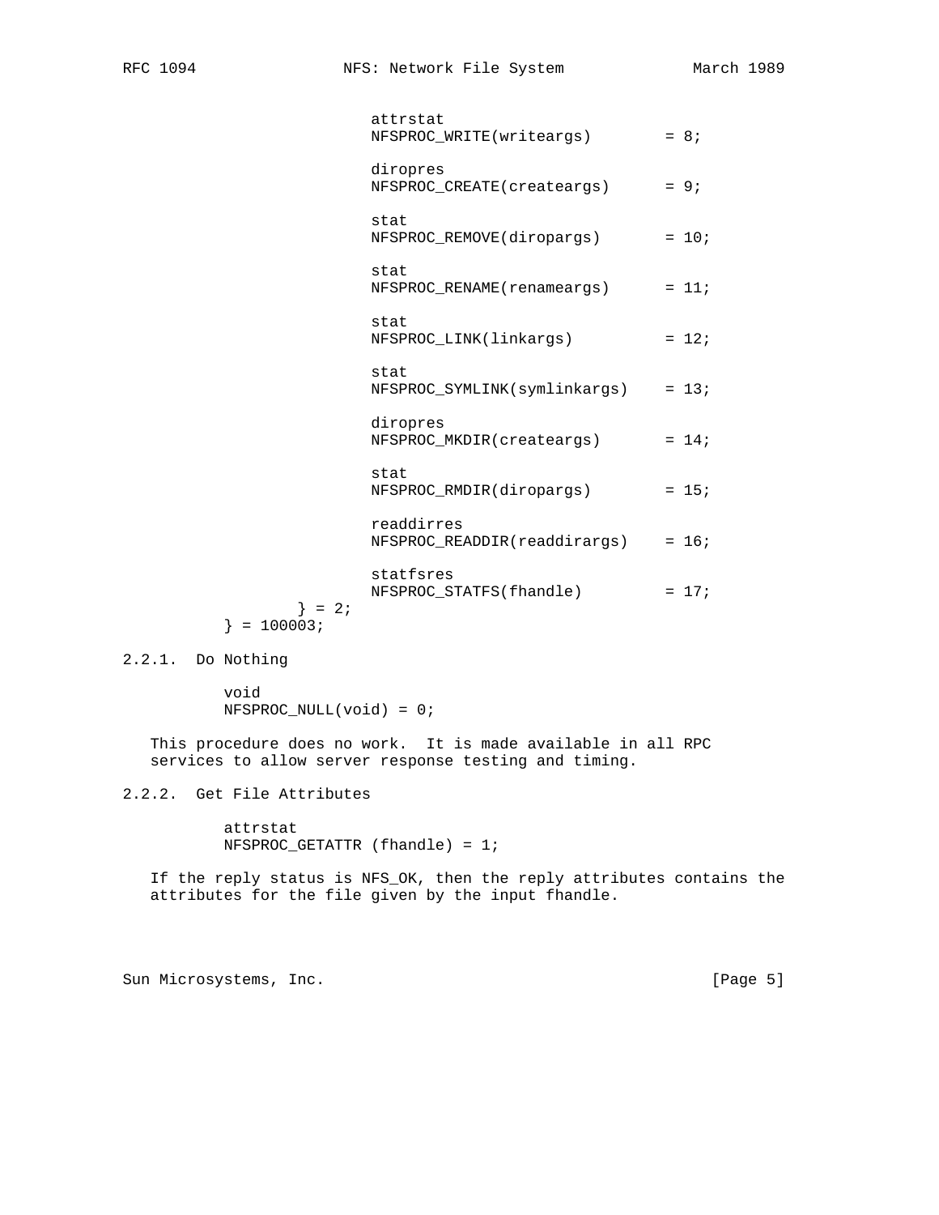```
                              attrstat
                              NFSPROC_WRITE(writeargs)        = 8;

                              diropres
                              NFSPROC_CREATE(createargs)      = 9;

                              stat
                              NFSPROC_REMOVE(diropargs)       = 10;

                              stat
                              NFSPROC_RENAME(renameargs)      = 11;

                              stat
                              NFSPROC_LINK(linkargs)          = 12;

                              stat
                              NFSPROC_SYMLINK(symlinkargs)    = 13;

                              diropres
                              NFSPROC_MKDIR(createargs)       = 14;

                              stat
                              NFSPROC_RMDIR(diropargs)        = 15;

                              readdirres
                              NFSPROC_READDIR(readdirargs)    = 16;

                              statfsres
                              NFSPROC_STATFS(fhandle)         = 17;
                      } = 2;
              } = 100003;
```

### 2.2.1. Do Nothing

```
           void
           NFSPROC_NULL(void) = 0;
```

This procedure does no work. It is made available in all RPC services to allow server response testing and timing.

### 2.2.2. Get File Attributes

```
           attrstat
           NFSPROC_GETATTR (fhandle) = 1;
```

If the reply status is NFS_OK, then the reply attributes contains the attributes for the file given by the input fhandle.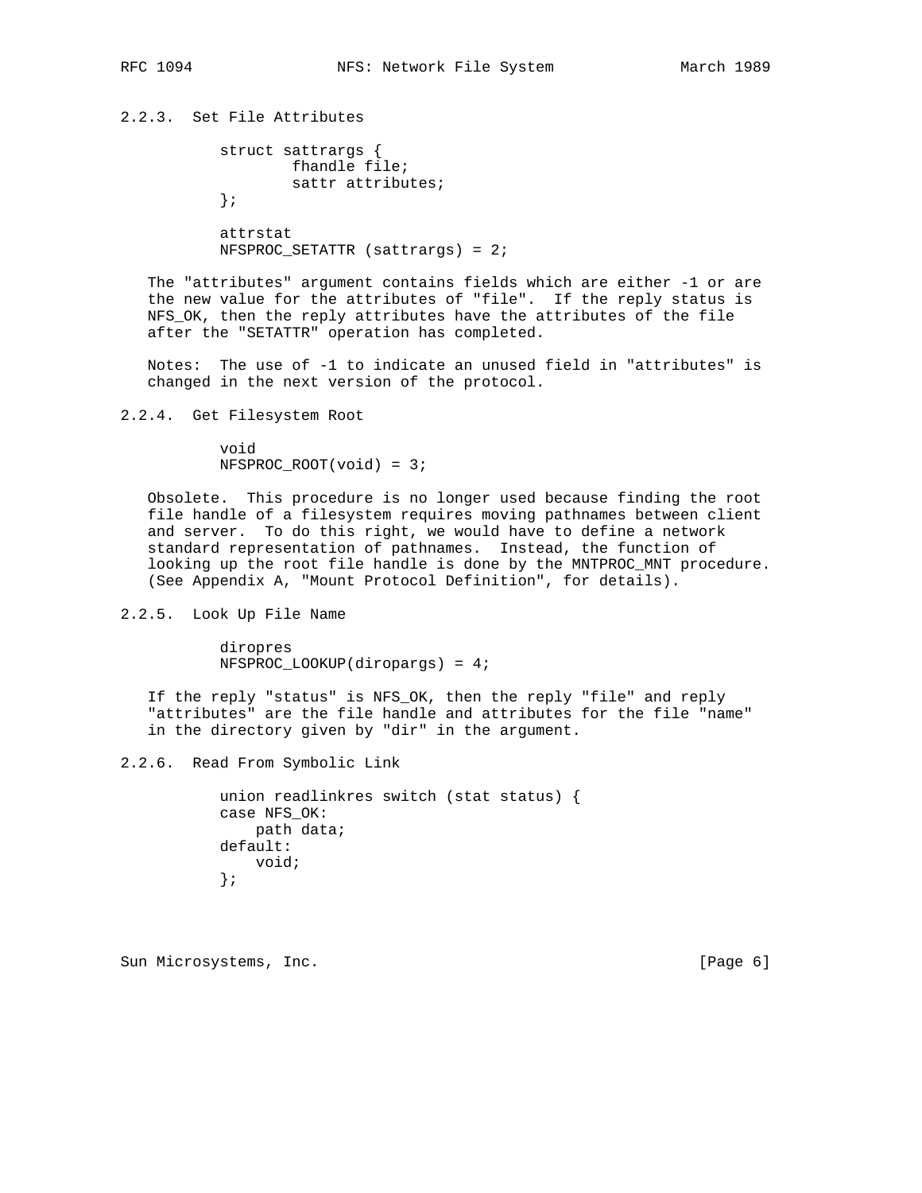### 2.2.3. Set File Attributes

```
struct sattrargs {
        fhandle file;
        sattr attributes;
};

attrstat
NFSPROC_SETATTR (sattrargs) = 2;
```

The "attributes" argument contains fields which are either -1 or are the new value for the attributes of "file". If the reply status is NFS_OK, then the reply attributes have the attributes of the file after the "SETATTR" operation has completed.

Notes: The use of -1 to indicate an unused field in "attributes" is changed in the next version of the protocol.

### 2.2.4. Get Filesystem Root

```
void
NFSPROC_ROOT(void) = 3;
```

Obsolete. This procedure is no longer used because finding the root file handle of a filesystem requires moving pathnames between client and server. To do this right, we would have to define a network standard representation of pathnames. Instead, the function of looking up the root file handle is done by the MNTPROC_MNT procedure. (See Appendix A, "Mount Protocol Definition", for details).

### 2.2.5. Look Up File Name

```
diropres
NFSPROC_LOOKUP(diropargs) = 4;
```

If the reply "status" is NFS_OK, then the reply "file" and reply "attributes" are the file handle and attributes for the file "name" in the directory given by "dir" in the argument.

### 2.2.6. Read From Symbolic Link

```
union readlinkres switch (stat status) {
case NFS_OK:
    path data;
default:
    void;
};
```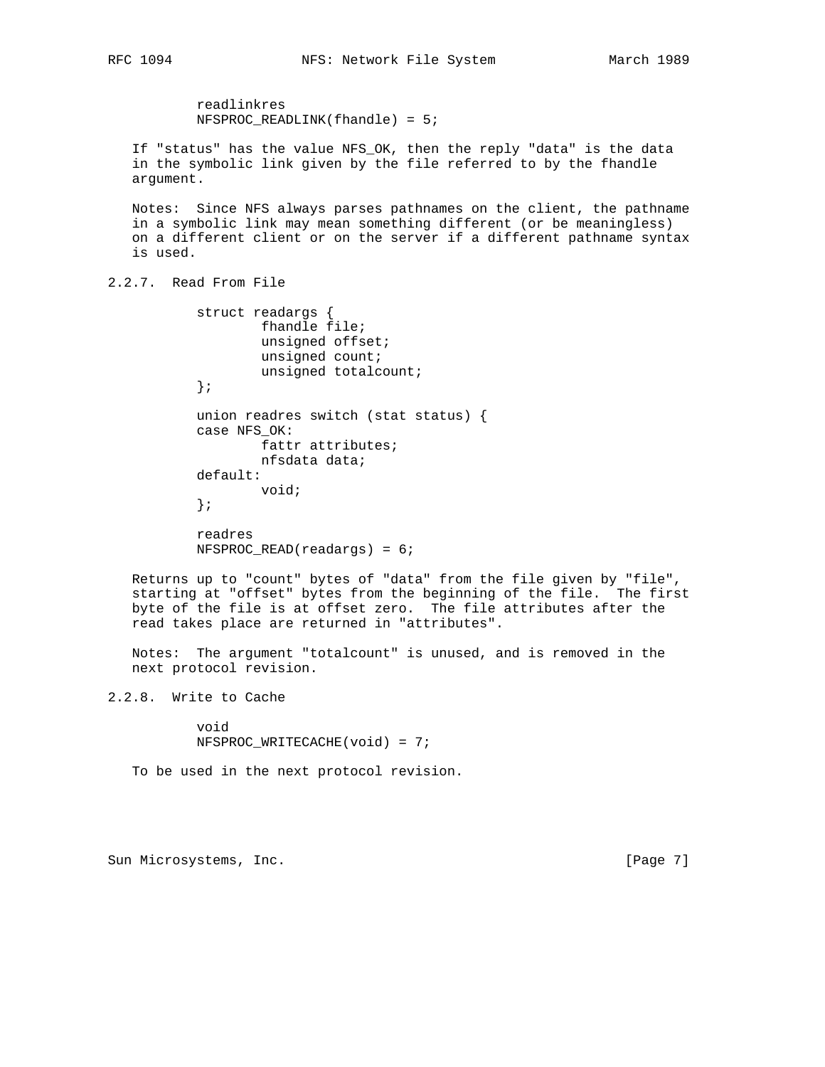```
readlinkres
NFSPROC_READLINK(fhandle) = 5;
```

If "status" has the value NFS_OK, then the reply "data" is the data in the symbolic link given by the file referred to by the fhandle argument.

Notes: Since NFS always parses pathnames on the client, the pathname in a symbolic link may mean something different (or be meaningless) on a different client or on the server if a different pathname syntax is used.

### 2.2.7. Read From File

```
struct readargs {
        fhandle file;
        unsigned offset;
        unsigned count;
        unsigned totalcount;
};

union readres switch (stat status) {
case NFS_OK:
        fattr attributes;
        nfsdata data;
default:
        void;
};

readres
NFSPROC_READ(readargs) = 6;
```

Returns up to "count" bytes of "data" from the file given by "file", starting at "offset" bytes from the beginning of the file. The first byte of the file is at offset zero. The file attributes after the read takes place are returned in "attributes".

Notes: The argument "totalcount" is unused, and is removed in the next protocol revision.

### 2.2.8. Write to Cache

```
void
NFSPROC_WRITECACHE(void) = 7;
```

To be used in the next protocol revision.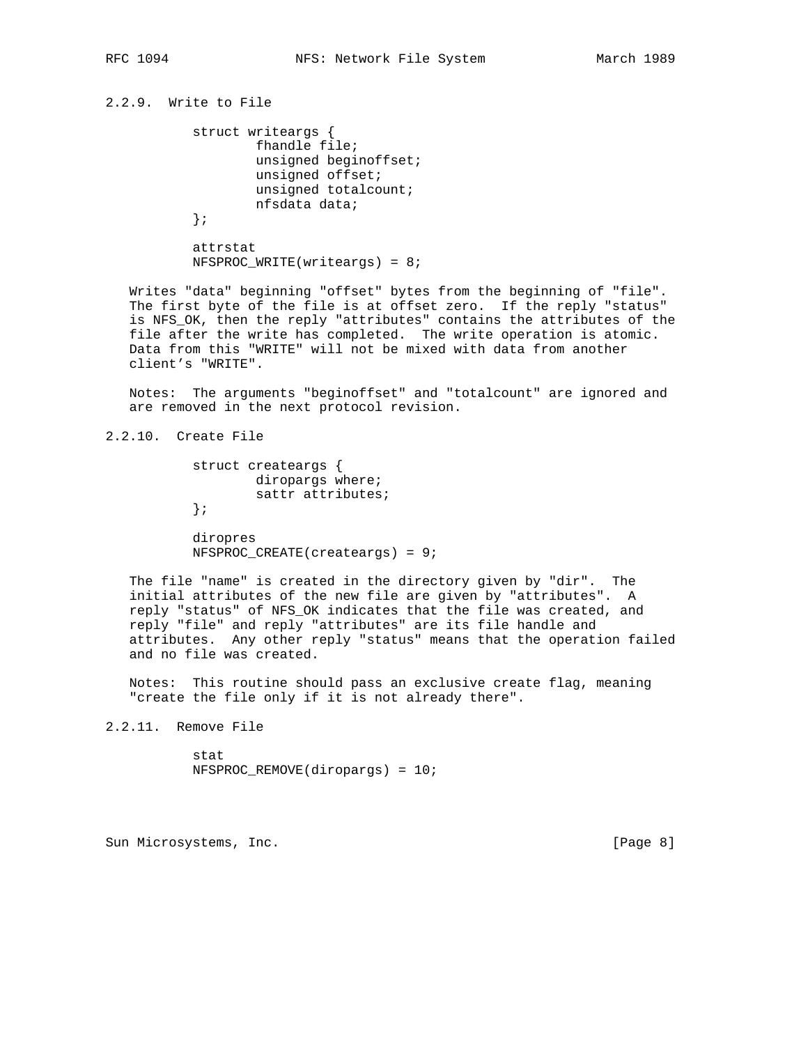### 2.2.9. Write to File

```
struct writeargs {
        fhandle file;
        unsigned beginoffset;
        unsigned offset;
        unsigned totalcount;
        nfsdata data;
};

attrstat
NFSPROC_WRITE(writeargs) = 8;
```

Writes "data" beginning "offset" bytes from the beginning of "file". The first byte of the file is at offset zero. If the reply "status" is NFS_OK, then the reply "attributes" contains the attributes of the file after the write has completed. The write operation is atomic. Data from this "WRITE" will not be mixed with data from another client's "WRITE".

Notes: The arguments "beginoffset" and "totalcount" are ignored and are removed in the next protocol revision.

### 2.2.10. Create File

```
struct createargs {
        diropargs where;
        sattr attributes;
};

diropres
NFSPROC_CREATE(createargs) = 9;
```

The file "name" is created in the directory given by "dir". The initial attributes of the new file are given by "attributes". A reply "status" of NFS_OK indicates that the file was created, and reply "file" and reply "attributes" are its file handle and attributes. Any other reply "status" means that the operation failed and no file was created.

Notes: This routine should pass an exclusive create flag, meaning "create the file only if it is not already there".

### 2.2.11. Remove File

```
stat
NFSPROC_REMOVE(diropargs) = 10;
```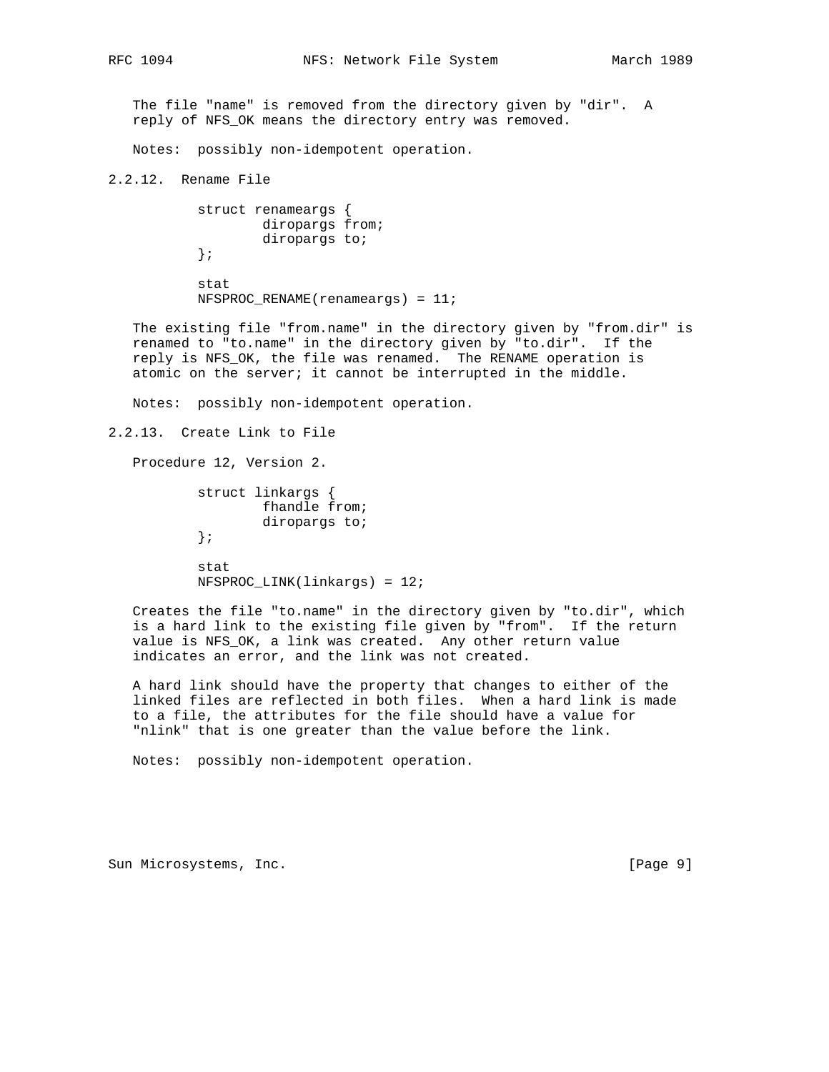The file "name" is removed from the directory given by "dir". A reply of NFS_OK means the directory entry was removed.

Notes: possibly non-idempotent operation.

### 2.2.12. Rename File

```
struct renameargs {
        diropargs from;
        diropargs to;
};

stat
NFSPROC_RENAME(renameargs) = 11;
```

The existing file "from.name" in the directory given by "from.dir" is renamed to "to.name" in the directory given by "to.dir". If the reply is NFS_OK, the file was renamed. The RENAME operation is atomic on the server; it cannot be interrupted in the middle.

Notes: possibly non-idempotent operation.

### 2.2.13. Create Link to File

Procedure 12, Version 2.

```
struct linkargs {
        fhandle from;
        diropargs to;
};

stat
NFSPROC_LINK(linkargs) = 12;
```

Creates the file "to.name" in the directory given by "to.dir", which is a hard link to the existing file given by "from". If the return value is NFS_OK, a link was created. Any other return value indicates an error, and the link was not created.

A hard link should have the property that changes to either of the linked files are reflected in both files. When a hard link is made to a file, the attributes for the file should have a value for "nlink" that is one greater than the value before the link.

Notes: possibly non-idempotent operation.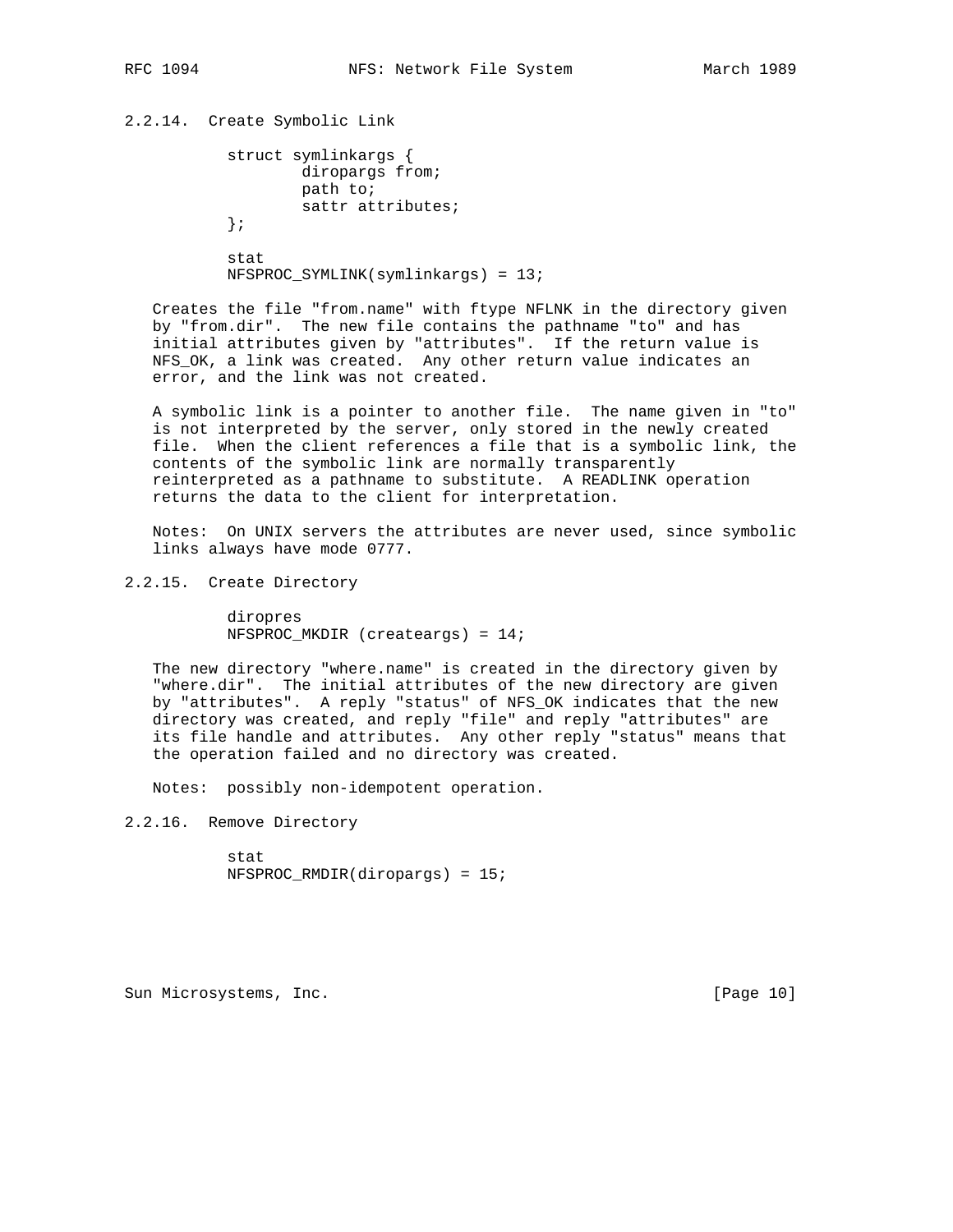### 2.2.14. Create Symbolic Link

```
struct symlinkargs {
        diropargs from;
        path to;
        sattr attributes;
};

stat
NFSPROC_SYMLINK(symlinkargs) = 13;
```

Creates the file "from.name" with ftype NFLNK in the directory given by "from.dir". The new file contains the pathname "to" and has initial attributes given by "attributes". If the return value is NFS_OK, a link was created. Any other return value indicates an error, and the link was not created.

A symbolic link is a pointer to another file. The name given in "to" is not interpreted by the server, only stored in the newly created file. When the client references a file that is a symbolic link, the contents of the symbolic link are normally transparently reinterpreted as a pathname to substitute. A READLINK operation returns the data to the client for interpretation.

Notes: On UNIX servers the attributes are never used, since symbolic links always have mode 0777.

### 2.2.15. Create Directory

```
diropres
NFSPROC_MKDIR (createargs) = 14;
```

The new directory "where.name" is created in the directory given by "where.dir". The initial attributes of the new directory are given by "attributes". A reply "status" of NFS_OK indicates that the new directory was created, and reply "file" and reply "attributes" are its file handle and attributes. Any other reply "status" means that the operation failed and no directory was created.

Notes: possibly non-idempotent operation.

### 2.2.16. Remove Directory

```
stat
NFSPROC_RMDIR(diropargs) = 15;
```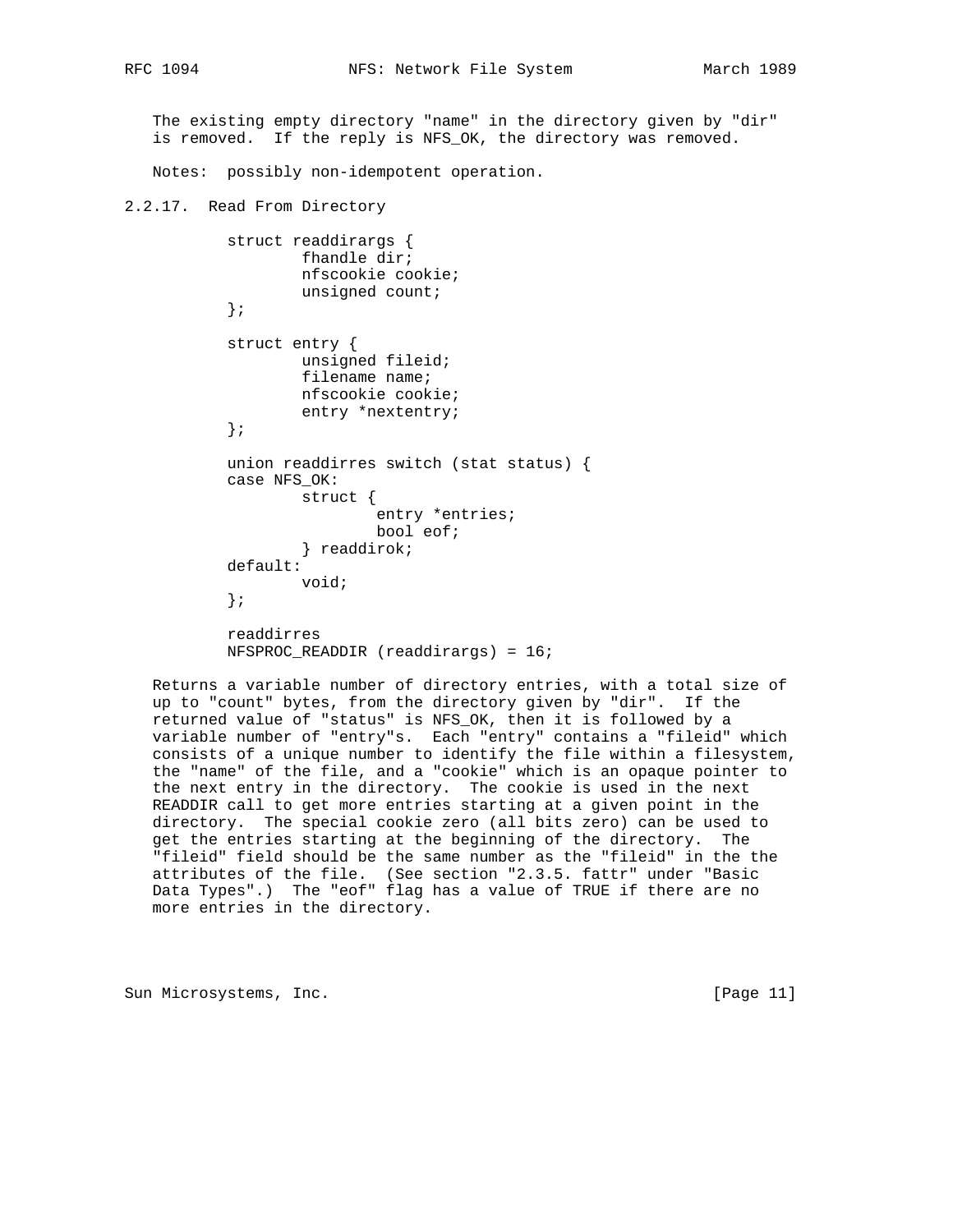The existing empty directory "name" in the directory given by "dir" is removed. If the reply is NFS_OK, the directory was removed.

Notes: possibly non-idempotent operation.

### 2.2.17. Read From Directory

```
struct readdirargs {
        fhandle dir;
        nfscookie cookie;
        unsigned count;
};

struct entry {
        unsigned fileid;
        filename name;
        nfscookie cookie;
        entry *nextentry;
};

union readdirres switch (stat status) {
case NFS_OK:
        struct {
                entry *entries;
                bool eof;
        } readdirok;
default:
        void;
};

readdirres
NFSPROC_READDIR (readdirargs) = 16;
```

Returns a variable number of directory entries, with a total size of up to "count" bytes, from the directory given by "dir". If the returned value of "status" is NFS_OK, then it is followed by a variable number of "entry"s. Each "entry" contains a "fileid" which consists of a unique number to identify the file within a filesystem, the "name" of the file, and a "cookie" which is an opaque pointer to the next entry in the directory. The cookie is used in the next READDIR call to get more entries starting at a given point in the directory. The special cookie zero (all bits zero) can be used to get the entries starting at the beginning of the directory. The "fileid" field should be the same number as the "fileid" in the the attributes of the file. (See section "2.3.5. fattr" under "Basic Data Types".) The "eof" flag has a value of TRUE if there are no more entries in the directory.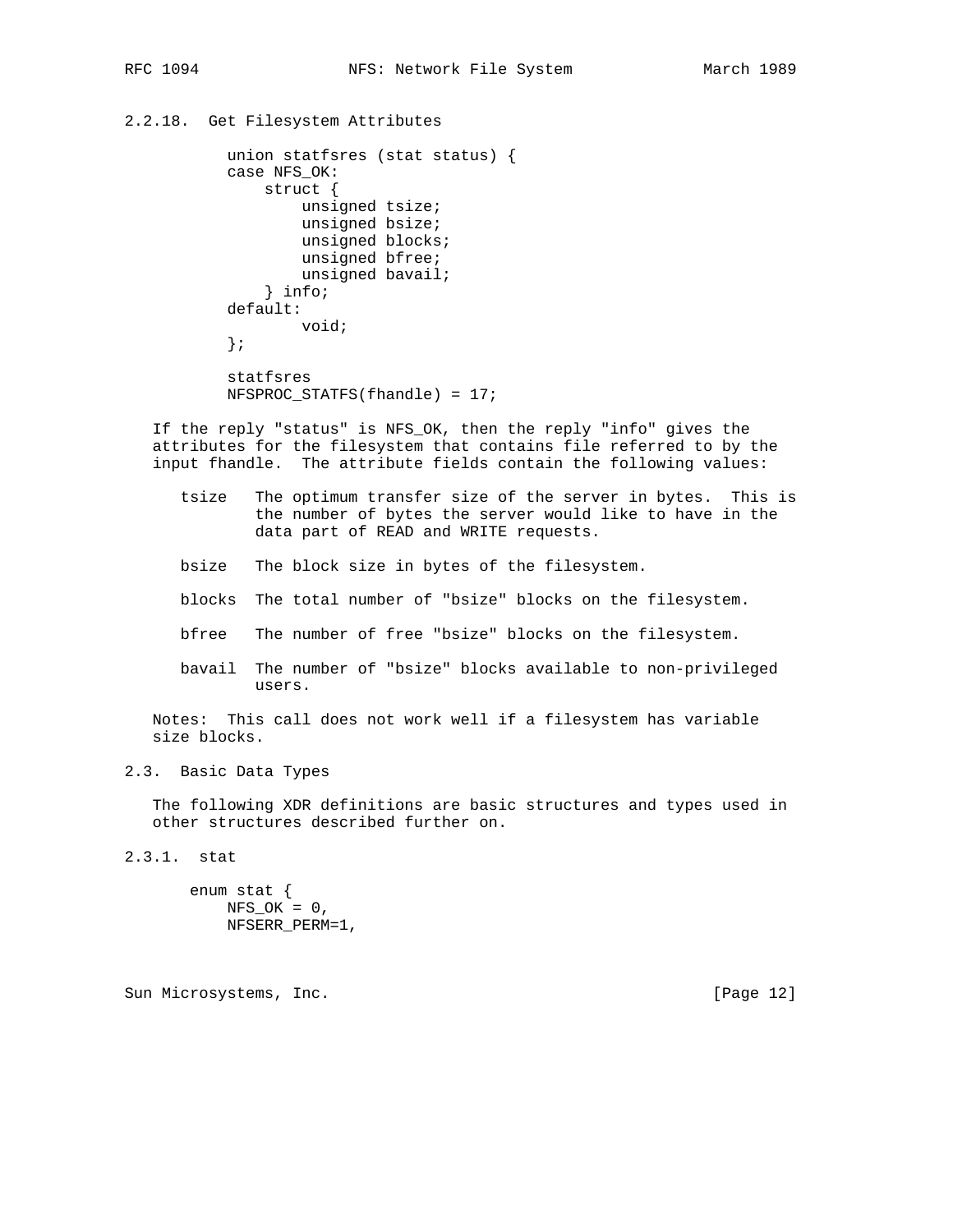### 2.2.18. Get Filesystem Attributes

```
union statfsres (stat status) {
case NFS_OK:
    struct {
        unsigned tsize;
        unsigned bsize;
        unsigned blocks;
        unsigned bfree;
        unsigned bavail;
    } info;
default:
        void;
};

statfsres
NFSPROC_STATFS(fhandle) = 17;
```

If the reply "status" is NFS_OK, then the reply "info" gives the attributes for the filesystem that contains file referred to by the input fhandle. The attribute fields contain the following values:

- tsize The optimum transfer size of the server in bytes. This is the number of bytes the server would like to have in the data part of READ and WRITE requests.
- bsize The block size in bytes of the filesystem.
- blocks The total number of "bsize" blocks on the filesystem.
- bfree The number of free "bsize" blocks on the filesystem.
- bavail The number of "bsize" blocks available to non-privileged users.

Notes: This call does not work well if a filesystem has variable size blocks.

## 2.3. Basic Data Types

The following XDR definitions are basic structures and types used in other structures described further on.

### 2.3.1. stat

```
enum stat {
    NFS_OK = 0,
    NFSERR_PERM=1,
```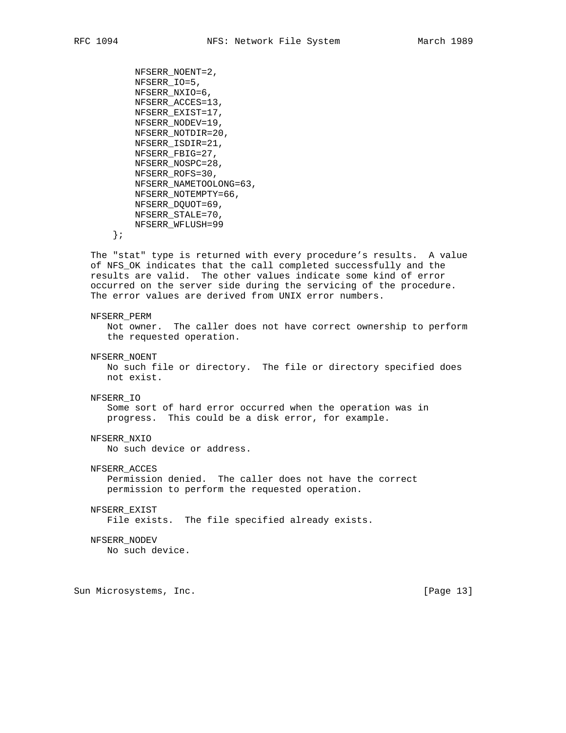```
        NFSERR_NOENT=2,
        NFSERR_IO=5,
        NFSERR_NXIO=6,
        NFSERR_ACCES=13,
        NFSERR_EXIST=17,
        NFSERR_NODEV=19,
        NFSERR_NOTDIR=20,
        NFSERR_ISDIR=21,
        NFSERR_FBIG=27,
        NFSERR_NOSPC=28,
        NFSERR_ROFS=30,
        NFSERR_NAMETOOLONG=63,
        NFSERR_NOTEMPTY=66,
        NFSERR_DQUOT=69,
        NFSERR_STALE=70,
        NFSERR_WFLUSH=99
     };
```

The "stat" type is returned with every procedure's results. A value of NFS_OK indicates that the call completed successfully and the results are valid. The other values indicate some kind of error occurred on the server side during the servicing of the procedure. The error values are derived from UNIX error numbers.

NFSERR_PERM
: Not owner. The caller does not have correct ownership to perform the requested operation.

NFSERR_NOENT
: No such file or directory. The file or directory specified does not exist.

NFSERR_IO
: Some sort of hard error occurred when the operation was in progress. This could be a disk error, for example.

NFSERR_NXIO
: No such device or address.

NFSERR_ACCES
: Permission denied. The caller does not have the correct permission to perform the requested operation.

NFSERR_EXIST
: File exists. The file specified already exists.

NFSERR_NODEV
: No such device.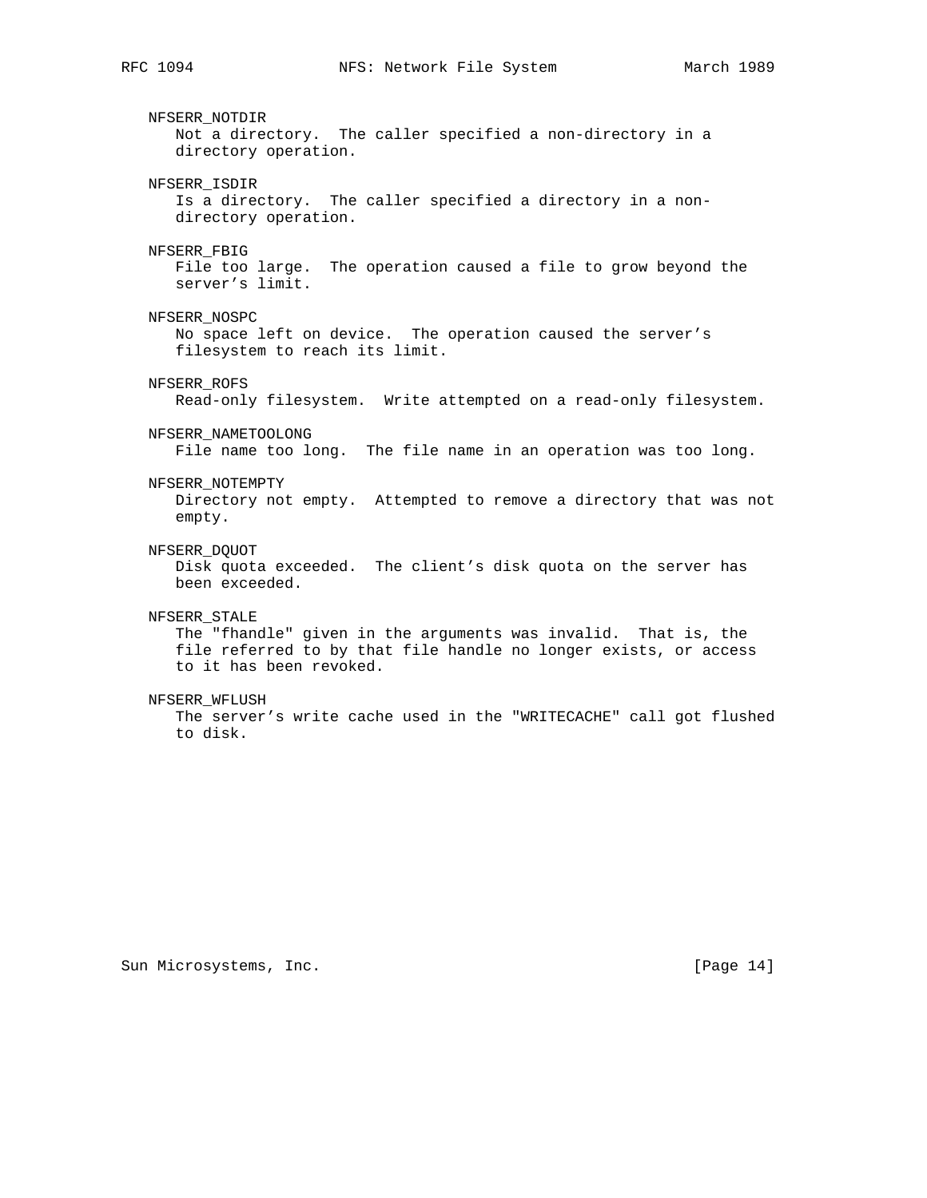NFSERR_NOTDIR
Not a directory. The caller specified a non-directory in a directory operation.

NFSERR_ISDIR
Is a directory. The caller specified a directory in a non-directory operation.

NFSERR_FBIG
File too large. The operation caused a file to grow beyond the server's limit.

NFSERR_NOSPC
No space left on device. The operation caused the server's filesystem to reach its limit.

NFSERR_ROFS
Read-only filesystem. Write attempted on a read-only filesystem.

NFSERR_NAMETOOLONG
File name too long. The file name in an operation was too long.

NFSERR_NOTEMPTY
Directory not empty. Attempted to remove a directory that was not empty.

NFSERR_DQUOT
Disk quota exceeded. The client's disk quota on the server has been exceeded.

NFSERR_STALE
The "fhandle" given in the arguments was invalid. That is, the file referred to by that file handle no longer exists, or access to it has been revoked.

NFSERR_WFLUSH
The server's write cache used in the "WRITECACHE" call got flushed to disk.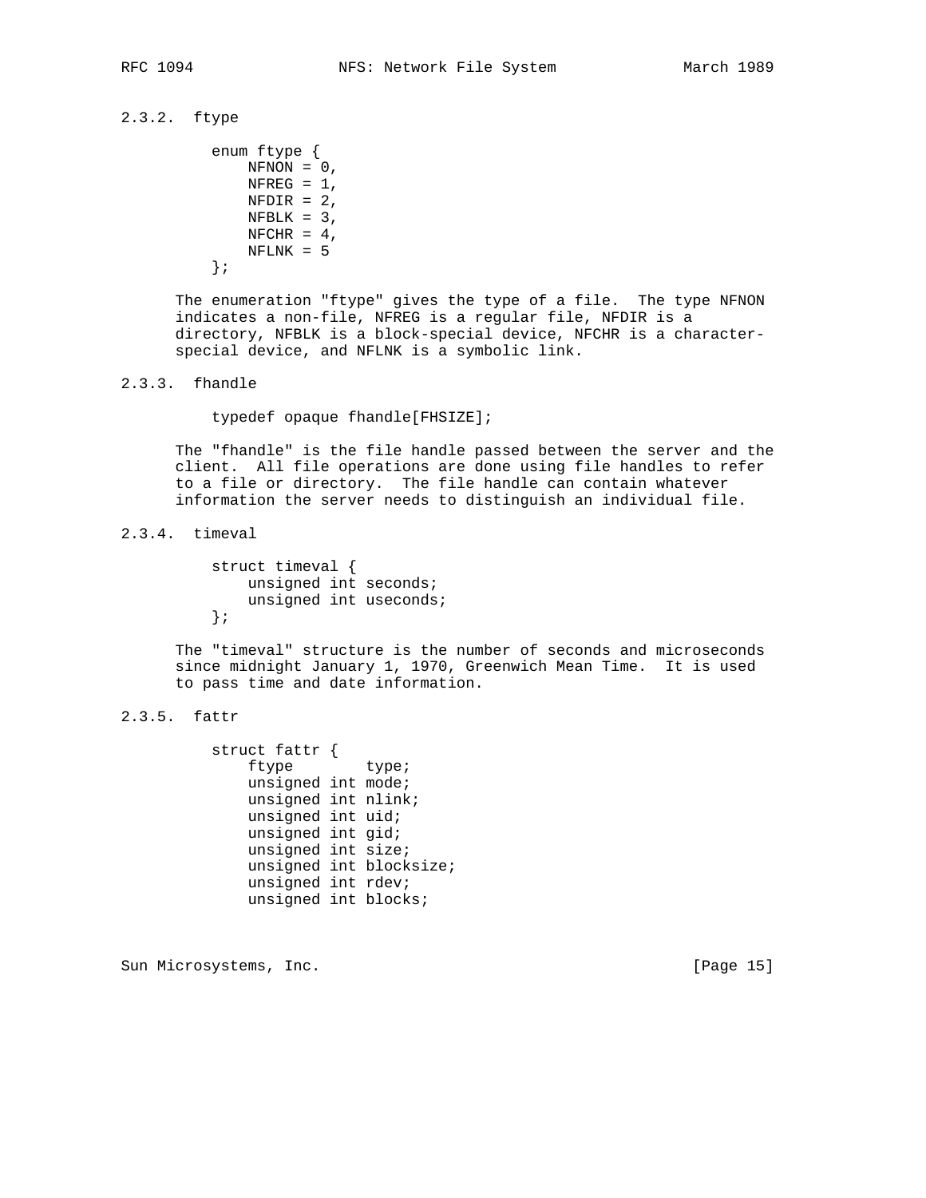### 2.3.2. ftype

```
enum ftype {
    NFNON = 0,
    NFREG = 1,
    NFDIR = 2,
    NFBLK = 3,
    NFCHR = 4,
    NFLNK = 5
};
```

The enumeration "ftype" gives the type of a file. The type NFNON indicates a non-file, NFREG is a regular file, NFDIR is a directory, NFBLK is a block-special device, NFCHR is a character-special device, and NFLNK is a symbolic link.

### 2.3.3. fhandle

```
typedef opaque fhandle[FHSIZE];
```

The "fhandle" is the file handle passed between the server and the client. All file operations are done using file handles to refer to a file or directory. The file handle can contain whatever information the server needs to distinguish an individual file.

### 2.3.4. timeval

```
struct timeval {
    unsigned int seconds;
    unsigned int useconds;
};
```

The "timeval" structure is the number of seconds and microseconds since midnight January 1, 1970, Greenwich Mean Time. It is used to pass time and date information.

### 2.3.5. fattr

```
struct fattr {
    ftype        type;
    unsigned int mode;
    unsigned int nlink;
    unsigned int uid;
    unsigned int gid;
    unsigned int size;
    unsigned int blocksize;
    unsigned int rdev;
    unsigned int blocks;
```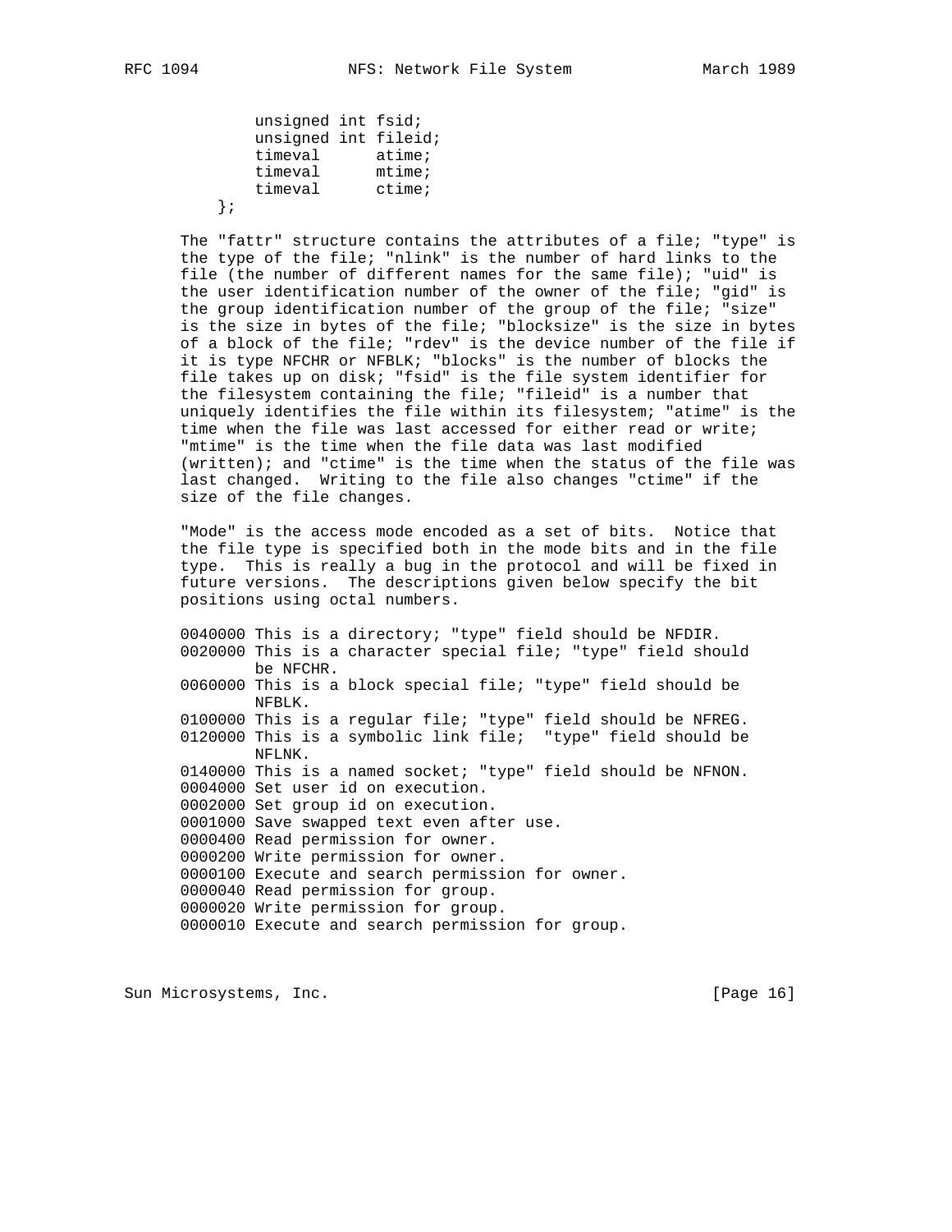```
        unsigned int fsid;
        unsigned int fileid;
        timeval      atime;
        timeval      mtime;
        timeval      ctime;
    };
```

The "fattr" structure contains the attributes of a file; "type" is the type of the file; "nlink" is the number of hard links to the file (the number of different names for the same file); "uid" is the user identification number of the owner of the file; "gid" is the group identification number of the group of the file; "size" is the size in bytes of the file; "blocksize" is the size in bytes of a block of the file; "rdev" is the device number of the file if it is type NFCHR or NFBLK; "blocks" is the number of blocks the file takes up on disk; "fsid" is the file system identifier for the filesystem containing the file; "fileid" is a number that uniquely identifies the file within its filesystem; "atime" is the time when the file was last accessed for either read or write; "mtime" is the time when the file data was last modified (written); and "ctime" is the time when the status of the file was last changed. Writing to the file also changes "ctime" if the size of the file changes.

"Mode" is the access mode encoded as a set of bits. Notice that the file type is specified both in the mode bits and in the file type. This is really a bug in the protocol and will be fixed in future versions. The descriptions given below specify the bit positions using octal numbers.

```
0040000 This is a directory; "type" field should be NFDIR.
0020000 This is a character special file; "type" field should
        be NFCHR.
0060000 This is a block special file; "type" field should be
        NFBLK.
0100000 This is a regular file; "type" field should be NFREG.
0120000 This is a symbolic link file;  "type" field should be
        NFLNK.
0140000 This is a named socket; "type" field should be NFNON.
0004000 Set user id on execution.
0002000 Set group id on execution.
0001000 Save swapped text even after use.
0000400 Read permission for owner.
0000200 Write permission for owner.
0000100 Execute and search permission for owner.
0000040 Read permission for group.
0000020 Write permission for group.
0000010 Execute and search permission for group.
```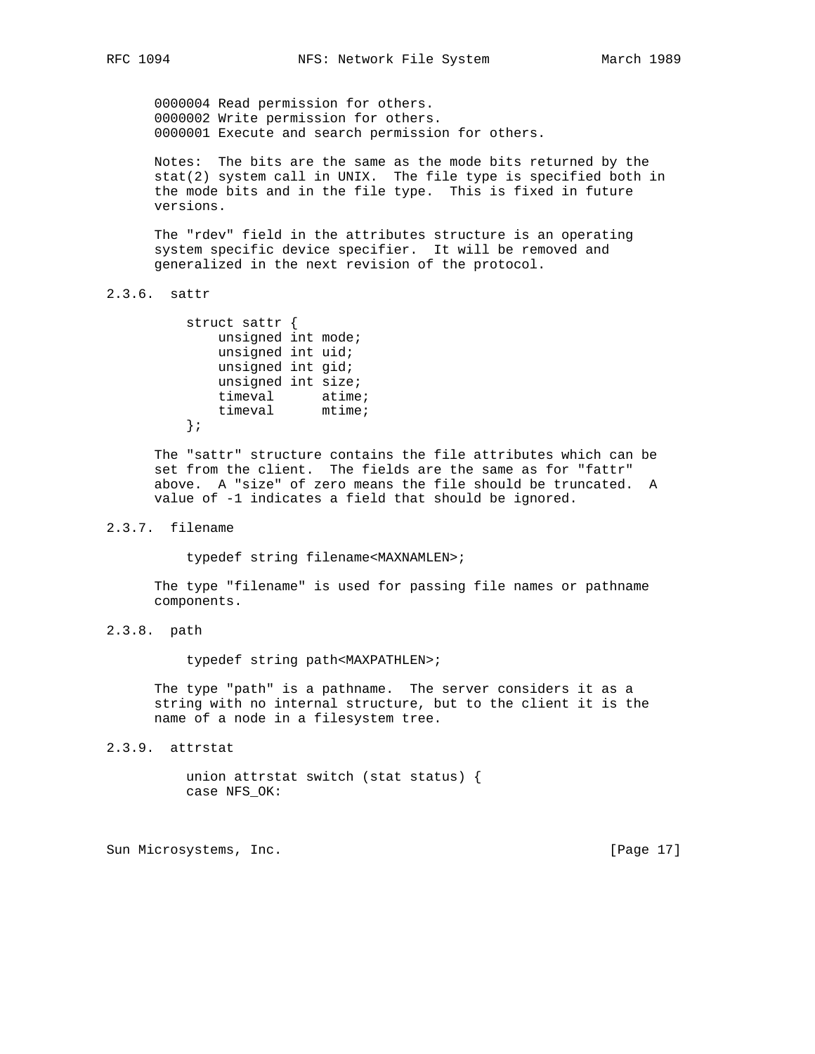0000004 Read permission for others.
0000002 Write permission for others.
0000001 Execute and search permission for others.

Notes: The bits are the same as the mode bits returned by the stat(2) system call in UNIX. The file type is specified both in the mode bits and in the file type. This is fixed in future versions.

The "rdev" field in the attributes structure is an operating system specific device specifier. It will be removed and generalized in the next revision of the protocol.

### 2.3.6. sattr

```
struct sattr {
    unsigned int mode;
    unsigned int uid;
    unsigned int gid;
    unsigned int size;
    timeval      atime;
    timeval      mtime;
};
```

The "sattr" structure contains the file attributes which can be set from the client. The fields are the same as for "fattr" above. A "size" of zero means the file should be truncated. A value of -1 indicates a field that should be ignored.

### 2.3.7. filename

```
typedef string filename<MAXNAMLEN>;
```

The type "filename" is used for passing file names or pathname components.

### 2.3.8. path

```
typedef string path<MAXPATHLEN>;
```

The type "path" is a pathname. The server considers it as a string with no internal structure, but to the client it is the name of a node in a filesystem tree.

### 2.3.9. attrstat

```
union attrstat switch (stat status) {
case NFS_OK:
```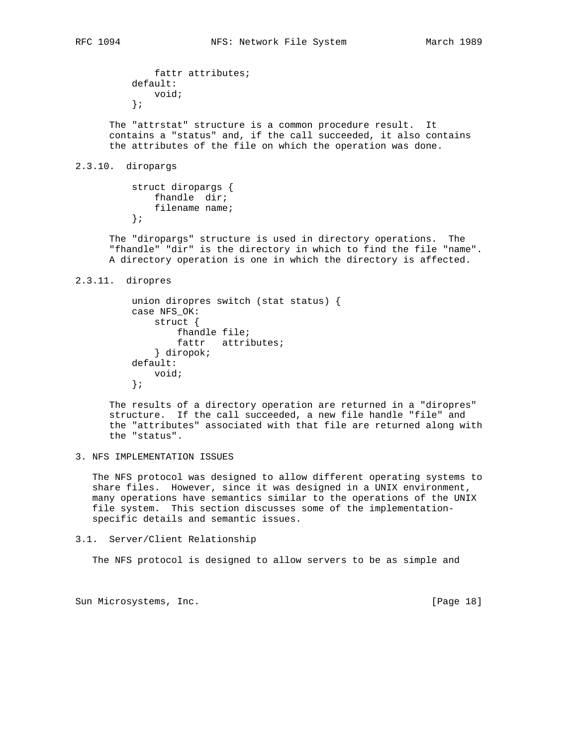```
            fattr attributes;
        default:
            void;
        };
```

The "attrstat" structure is a common procedure result. It contains a "status" and, if the call succeeded, it also contains the attributes of the file on which the operation was done.

### 2.3.10. diropargs

```
        struct diropargs {
            fhandle  dir;
            filename name;
        };
```

The "diropargs" structure is used in directory operations. The "fhandle" "dir" is the directory in which to find the file "name". A directory operation is one in which the directory is affected.

### 2.3.11. diropres

```
        union diropres switch (stat status) {
        case NFS_OK:
            struct {
                fhandle file;
                fattr   attributes;
            } diropok;
        default:
            void;
        };
```

The results of a directory operation are returned in a "diropres" structure. If the call succeeded, a new file handle "file" and the "attributes" associated with that file are returned along with the "status".

## 3. NFS IMPLEMENTATION ISSUES

The NFS protocol was designed to allow different operating systems to share files. However, since it was designed in a UNIX environment, many operations have semantics similar to the operations of the UNIX file system. This section discusses some of the implementation-specific details and semantic issues.

### 3.1. Server/Client Relationship

The NFS protocol is designed to allow servers to be as simple and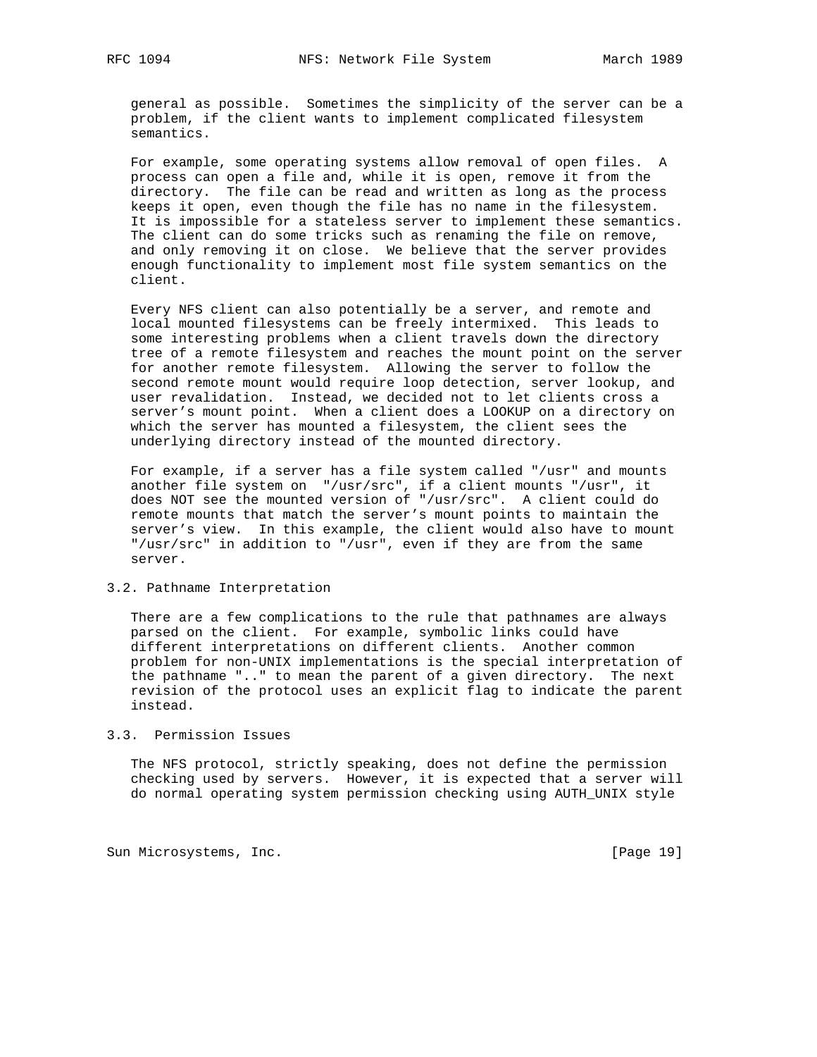general as possible. Sometimes the simplicity of the server can be a problem, if the client wants to implement complicated filesystem semantics.

For example, some operating systems allow removal of open files. A process can open a file and, while it is open, remove it from the directory. The file can be read and written as long as the process keeps it open, even though the file has no name in the filesystem. It is impossible for a stateless server to implement these semantics. The client can do some tricks such as renaming the file on remove, and only removing it on close. We believe that the server provides enough functionality to implement most file system semantics on the client.

Every NFS client can also potentially be a server, and remote and local mounted filesystems can be freely intermixed. This leads to some interesting problems when a client travels down the directory tree of a remote filesystem and reaches the mount point on the server for another remote filesystem. Allowing the server to follow the second remote mount would require loop detection, server lookup, and user revalidation. Instead, we decided not to let clients cross a server's mount point. When a client does a LOOKUP on a directory on which the server has mounted a filesystem, the client sees the underlying directory instead of the mounted directory.

For example, if a server has a file system called "/usr" and mounts another file system on "/usr/src", if a client mounts "/usr", it does NOT see the mounted version of "/usr/src". A client could do remote mounts that match the server's mount points to maintain the server's view. In this example, the client would also have to mount "/usr/src" in addition to "/usr", even if they are from the same server.

## 3.2. Pathname Interpretation

There are a few complications to the rule that pathnames are always parsed on the client. For example, symbolic links could have different interpretations on different clients. Another common problem for non-UNIX implementations is the special interpretation of the pathname ".." to mean the parent of a given directory. The next revision of the protocol uses an explicit flag to indicate the parent instead.

## 3.3. Permission Issues

The NFS protocol, strictly speaking, does not define the permission checking used by servers. However, it is expected that a server will do normal operating system permission checking using AUTH_UNIX style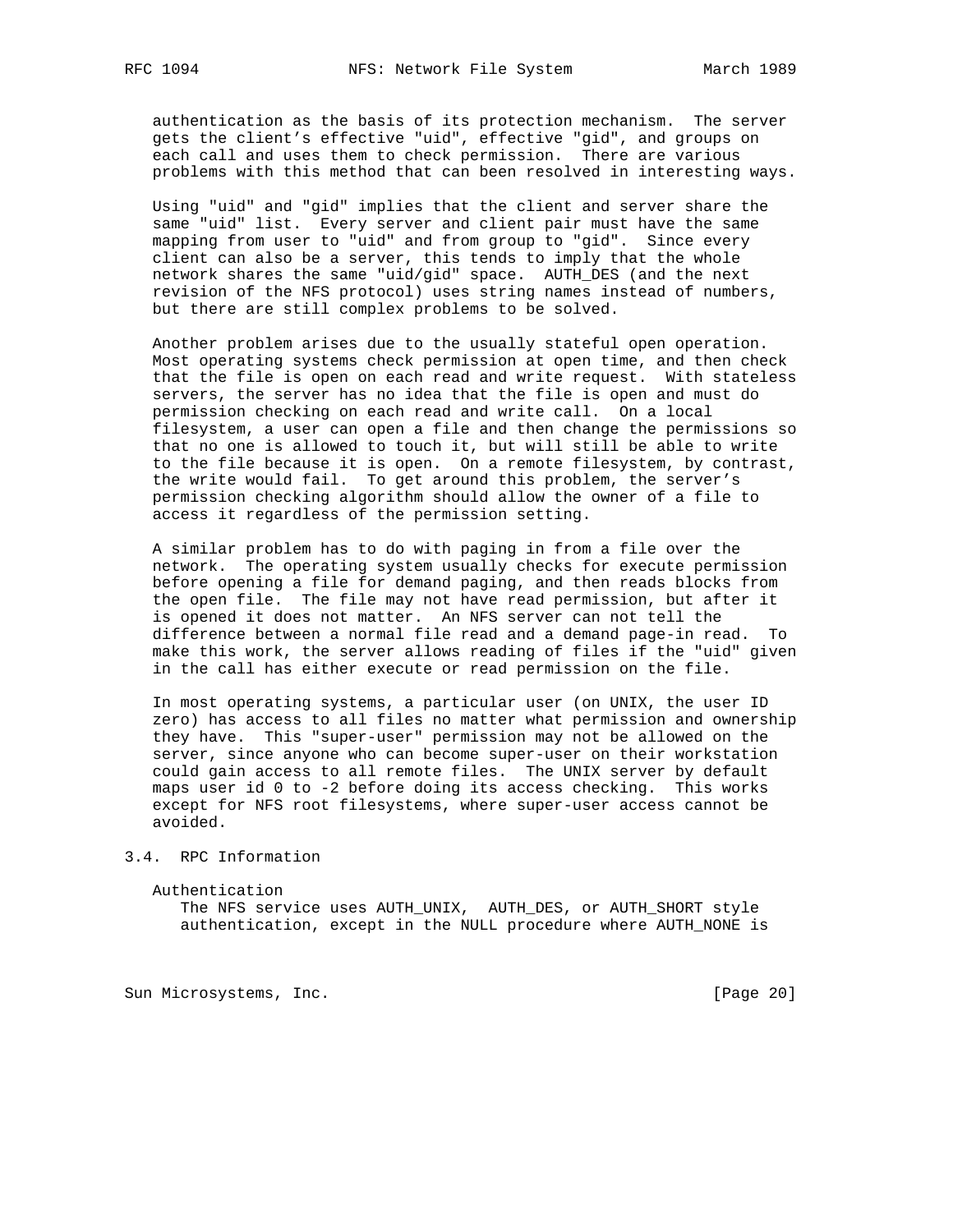authentication as the basis of its protection mechanism. The server gets the client's effective "uid", effective "gid", and groups on each call and uses them to check permission. There are various problems with this method that can been resolved in interesting ways.

Using "uid" and "gid" implies that the client and server share the same "uid" list. Every server and client pair must have the same mapping from user to "uid" and from group to "gid". Since every client can also be a server, this tends to imply that the whole network shares the same "uid/gid" space. AUTH_DES (and the next revision of the NFS protocol) uses string names instead of numbers, but there are still complex problems to be solved.

Another problem arises due to the usually stateful open operation. Most operating systems check permission at open time, and then check that the file is open on each read and write request. With stateless servers, the server has no idea that the file is open and must do permission checking on each read and write call. On a local filesystem, a user can open a file and then change the permissions so that no one is allowed to touch it, but will still be able to write to the file because it is open. On a remote filesystem, by contrast, the write would fail. To get around this problem, the server's permission checking algorithm should allow the owner of a file to access it regardless of the permission setting.

A similar problem has to do with paging in from a file over the network. The operating system usually checks for execute permission before opening a file for demand paging, and then reads blocks from the open file. The file may not have read permission, but after it is opened it does not matter. An NFS server can not tell the difference between a normal file read and a demand page-in read. To make this work, the server allows reading of files if the "uid" given in the call has either execute or read permission on the file.

In most operating systems, a particular user (on UNIX, the user ID zero) has access to all files no matter what permission and ownership they have. This "super-user" permission may not be allowed on the server, since anyone who can become super-user on their workstation could gain access to all remote files. The UNIX server by default maps user id 0 to -2 before doing its access checking. This works except for NFS root filesystems, where super-user access cannot be avoided.

## 3.4. RPC Information

Authentication
   The NFS service uses AUTH_UNIX, AUTH_DES, or AUTH_SHORT style authentication, except in the NULL procedure where AUTH_NONE is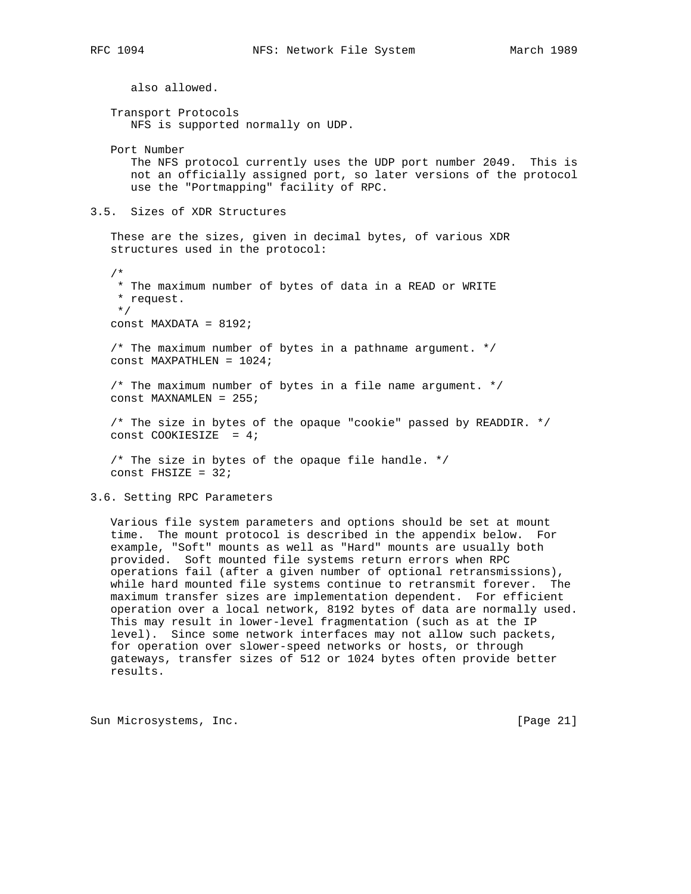also allowed.

Transport Protocols
NFS is supported normally on UDP.

Port Number
The NFS protocol currently uses the UDP port number 2049. This is not an officially assigned port, so later versions of the protocol use the "Portmapping" facility of RPC.

## 3.5. Sizes of XDR Structures

These are the sizes, given in decimal bytes, of various XDR structures used in the protocol:

```
/*
 * The maximum number of bytes of data in a READ or WRITE
 * request.
 */
const MAXDATA = 8192;

/* The maximum number of bytes in a pathname argument. */
const MAXPATHLEN = 1024;

/* The maximum number of bytes in a file name argument. */
const MAXNAMLEN = 255;

/* The size in bytes of the opaque "cookie" passed by READDIR. */
const COOKIESIZE  = 4;

/* The size in bytes of the opaque file handle. */
const FHSIZE = 32;
```

## 3.6. Setting RPC Parameters

Various file system parameters and options should be set at mount time. The mount protocol is described in the appendix below. For example, "Soft" mounts as well as "Hard" mounts are usually both provided. Soft mounted file systems return errors when RPC operations fail (after a given number of optional retransmissions), while hard mounted file systems continue to retransmit forever. The maximum transfer sizes are implementation dependent. For efficient operation over a local network, 8192 bytes of data are normally used. This may result in lower-level fragmentation (such as at the IP level). Since some network interfaces may not allow such packets, for operation over slower-speed networks or hosts, or through gateways, transfer sizes of 512 or 1024 bytes often provide better results.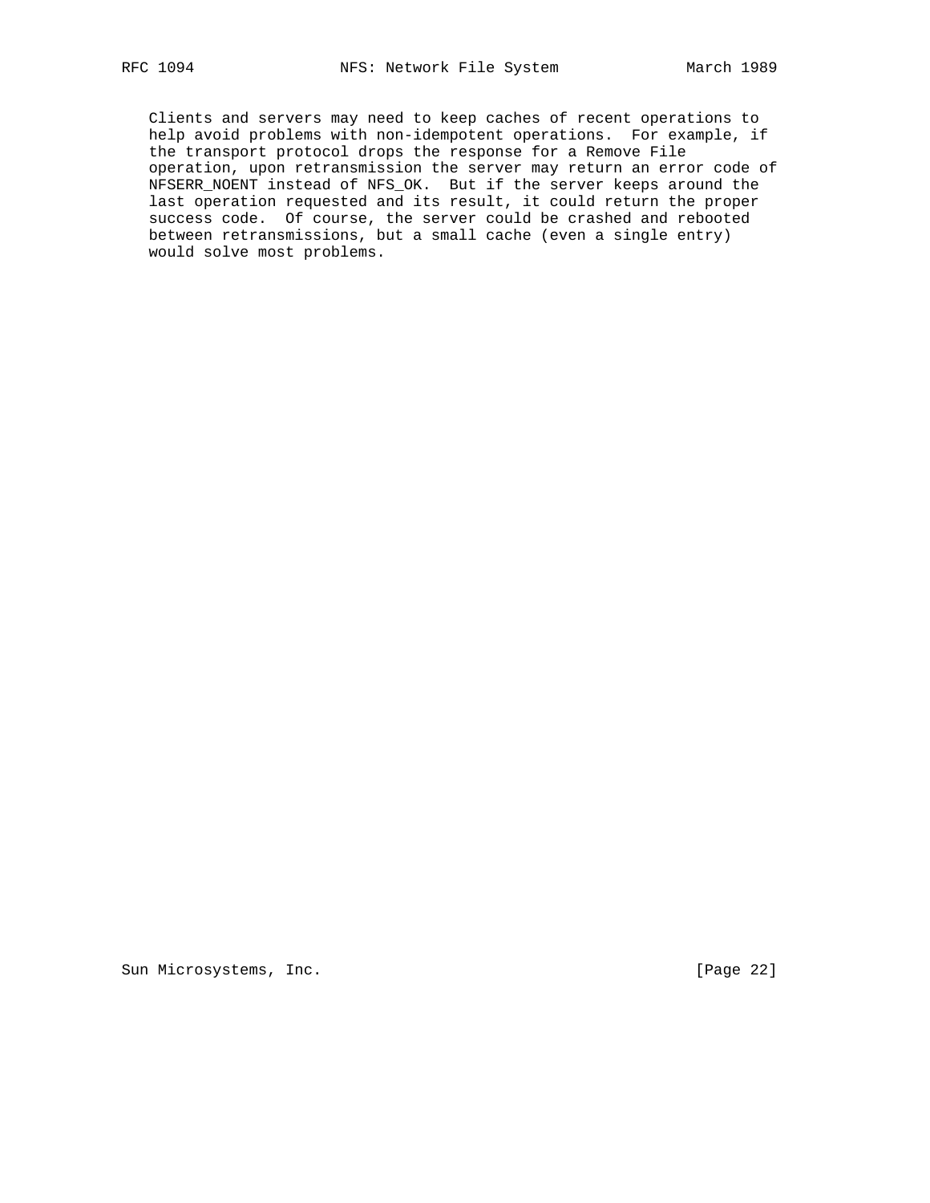Clients and servers may need to keep caches of recent operations to help avoid problems with non-idempotent operations. For example, if the transport protocol drops the response for a Remove File operation, upon retransmission the server may return an error code of NFSERR_NOENT instead of NFS_OK. But if the server keeps around the last operation requested and its result, it could return the proper success code. Of course, the server could be crashed and rebooted between retransmissions, but a small cache (even a single entry) would solve most problems.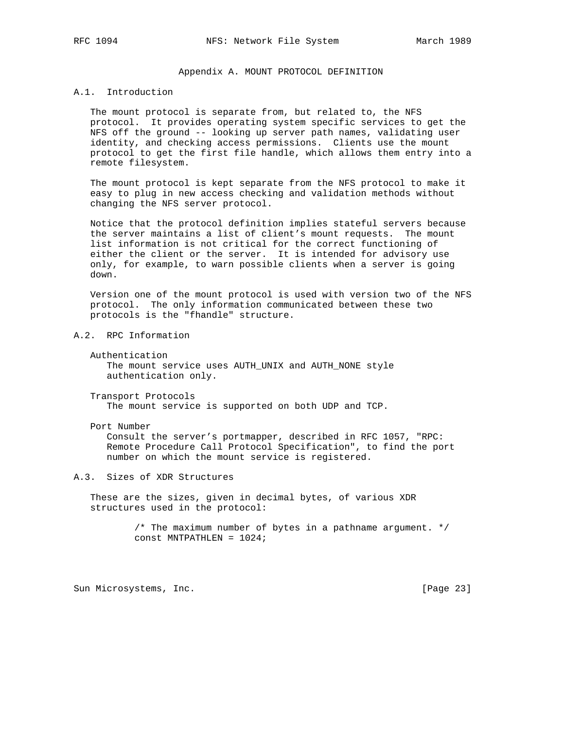# Appendix A. MOUNT PROTOCOL DEFINITION

## A.1. Introduction

The mount protocol is separate from, but related to, the NFS protocol. It provides operating system specific services to get the NFS off the ground -- looking up server path names, validating user identity, and checking access permissions. Clients use the mount protocol to get the first file handle, which allows them entry into a remote filesystem.

The mount protocol is kept separate from the NFS protocol to make it easy to plug in new access checking and validation methods without changing the NFS server protocol.

Notice that the protocol definition implies stateful servers because the server maintains a list of client's mount requests. The mount list information is not critical for the correct functioning of either the client or the server. It is intended for advisory use only, for example, to warn possible clients when a server is going down.

Version one of the mount protocol is used with version two of the NFS protocol. The only information communicated between these two protocols is the "fhandle" structure.

## A.2. RPC Information

Authentication
: The mount service uses AUTH_UNIX and AUTH_NONE style authentication only.

Transport Protocols
: The mount service is supported on both UDP and TCP.

Port Number
: Consult the server's portmapper, described in RFC 1057, "RPC: Remote Procedure Call Protocol Specification", to find the port number on which the mount service is registered.

## A.3. Sizes of XDR Structures

These are the sizes, given in decimal bytes, of various XDR structures used in the protocol:

```
/* The maximum number of bytes in a pathname argument. */
const MNTPATHLEN = 1024;
```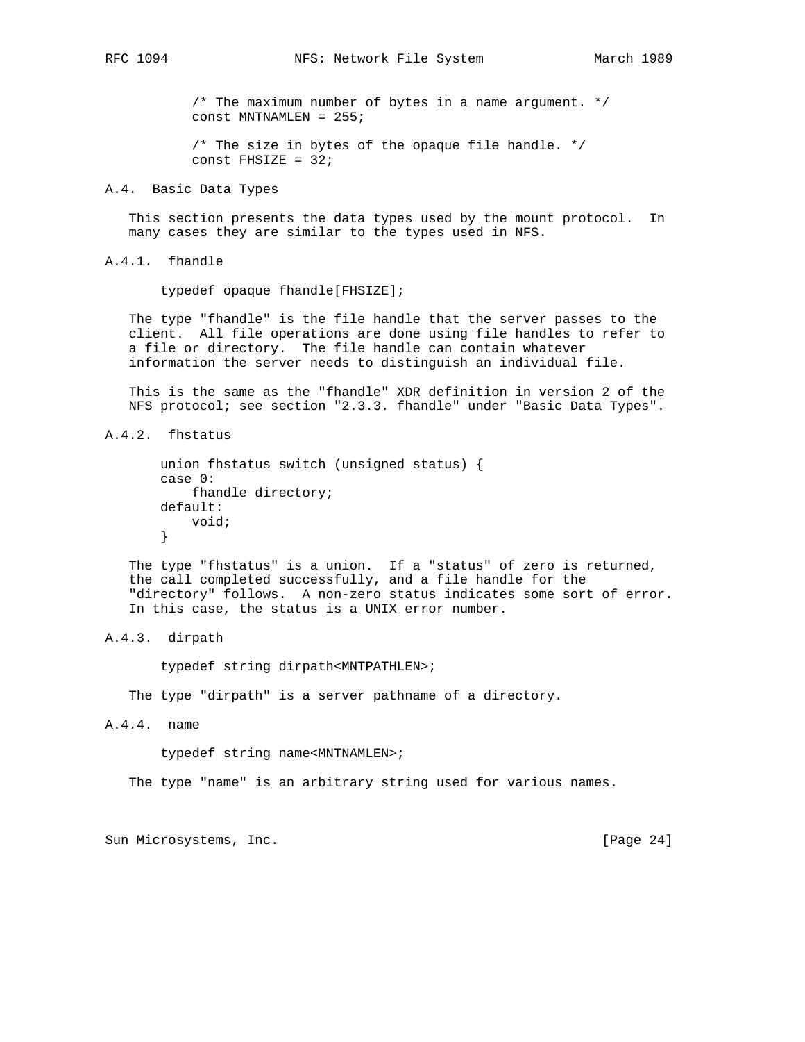```
/* The maximum number of bytes in a name argument. */
const MNTNAMLEN = 255;

/* The size in bytes of the opaque file handle. */
const FHSIZE = 32;
```

## A.4. Basic Data Types

This section presents the data types used by the mount protocol. In many cases they are similar to the types used in NFS.

### A.4.1. fhandle

```
typedef opaque fhandle[FHSIZE];
```

The type "fhandle" is the file handle that the server passes to the client. All file operations are done using file handles to refer to a file or directory. The file handle can contain whatever information the server needs to distinguish an individual file.

This is the same as the "fhandle" XDR definition in version 2 of the NFS protocol; see section "2.3.3. fhandle" under "Basic Data Types".

### A.4.2. fhstatus

```
union fhstatus switch (unsigned status) {
case 0:
    fhandle directory;
default:
    void;
}
```

The type "fhstatus" is a union. If a "status" of zero is returned, the call completed successfully, and a file handle for the "directory" follows. A non-zero status indicates some sort of error. In this case, the status is a UNIX error number.

### A.4.3. dirpath

```
typedef string dirpath<MNTPATHLEN>;
```

The type "dirpath" is a server pathname of a directory.

### A.4.4. name

```
typedef string name<MNTNAMLEN>;
```

The type "name" is an arbitrary string used for various names.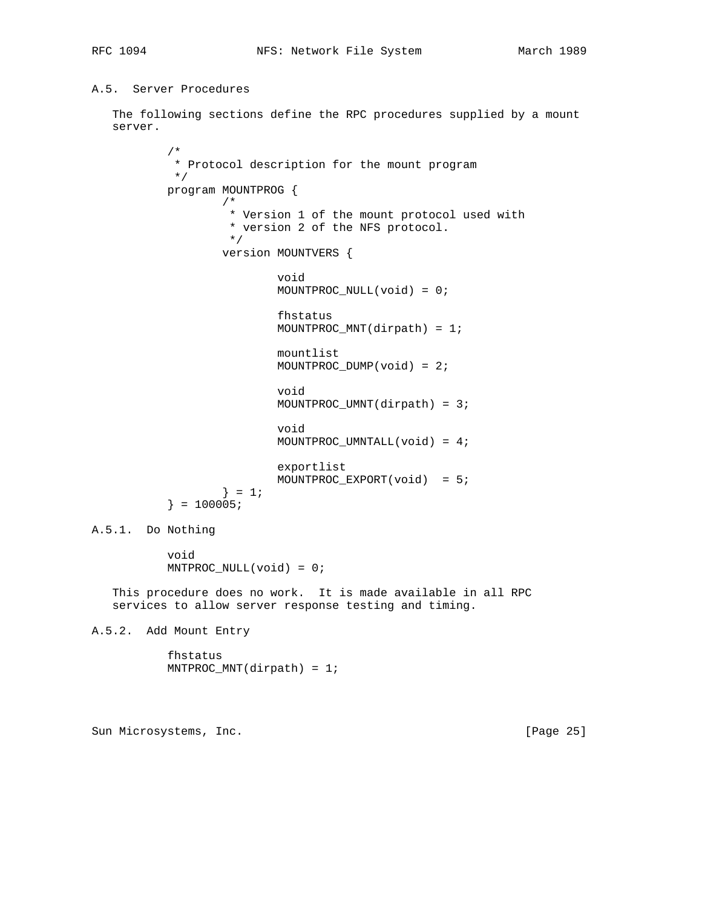## A.5. Server Procedures

The following sections define the RPC procedures supplied by a mount server.

```
/*
 * Protocol description for the mount program
 */
program MOUNTPROG {
        /*
         * Version 1 of the mount protocol used with
         * version 2 of the NFS protocol.
         */
        version MOUNTVERS {

                void
                MOUNTPROC_NULL(void) = 0;

                fhstatus
                MOUNTPROC_MNT(dirpath) = 1;

                mountlist
                MOUNTPROC_DUMP(void) = 2;

                void
                MOUNTPROC_UMNT(dirpath) = 3;

                void
                MOUNTPROC_UMNTALL(void) = 4;

                exportlist
                MOUNTPROC_EXPORT(void)  = 5;
        } = 1;
} = 100005;
```

### A.5.1. Do Nothing

```
void
MNTPROC_NULL(void) = 0;
```

This procedure does no work. It is made available in all RPC services to allow server response testing and timing.

### A.5.2. Add Mount Entry

```
fhstatus
MNTPROC_MNT(dirpath) = 1;
```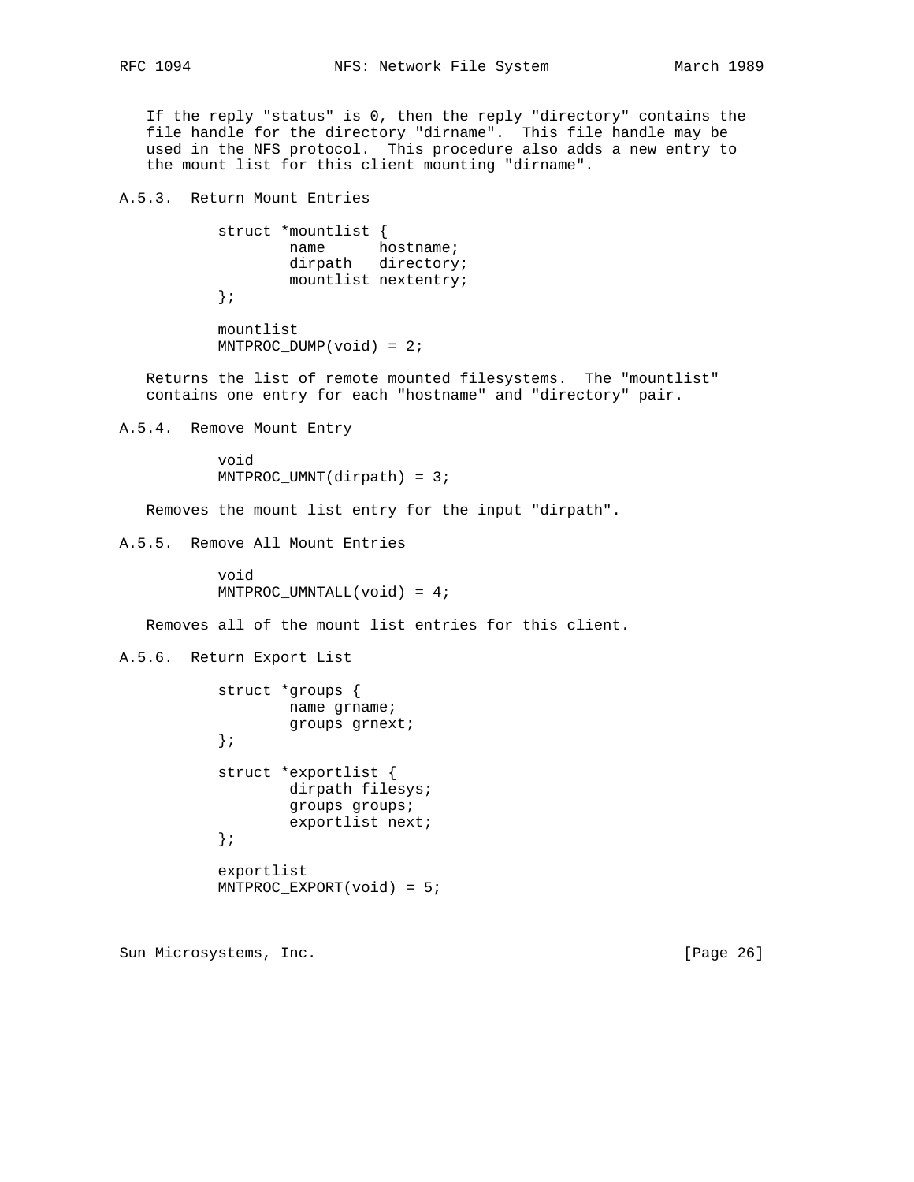If the reply "status" is 0, then the reply "directory" contains the file handle for the directory "dirname". This file handle may be used in the NFS protocol. This procedure also adds a new entry to the mount list for this client mounting "dirname".

### A.5.3. Return Mount Entries

```
struct *mountlist {
        name      hostname;
        dirpath   directory;
        mountlist nextentry;
};

mountlist
MNTPROC_DUMP(void) = 2;
```

Returns the list of remote mounted filesystems. The "mountlist" contains one entry for each "hostname" and "directory" pair.

### A.5.4. Remove Mount Entry

```
void
MNTPROC_UMNT(dirpath) = 3;
```

Removes the mount list entry for the input "dirpath".

### A.5.5. Remove All Mount Entries

```
void
MNTPROC_UMNTALL(void) = 4;
```

Removes all of the mount list entries for this client.

### A.5.6. Return Export List

```
struct *groups {
        name grname;
        groups grnext;
};

struct *exportlist {
        dirpath filesys;
        groups groups;
        exportlist next;
};

exportlist
MNTPROC_EXPORT(void) = 5;
```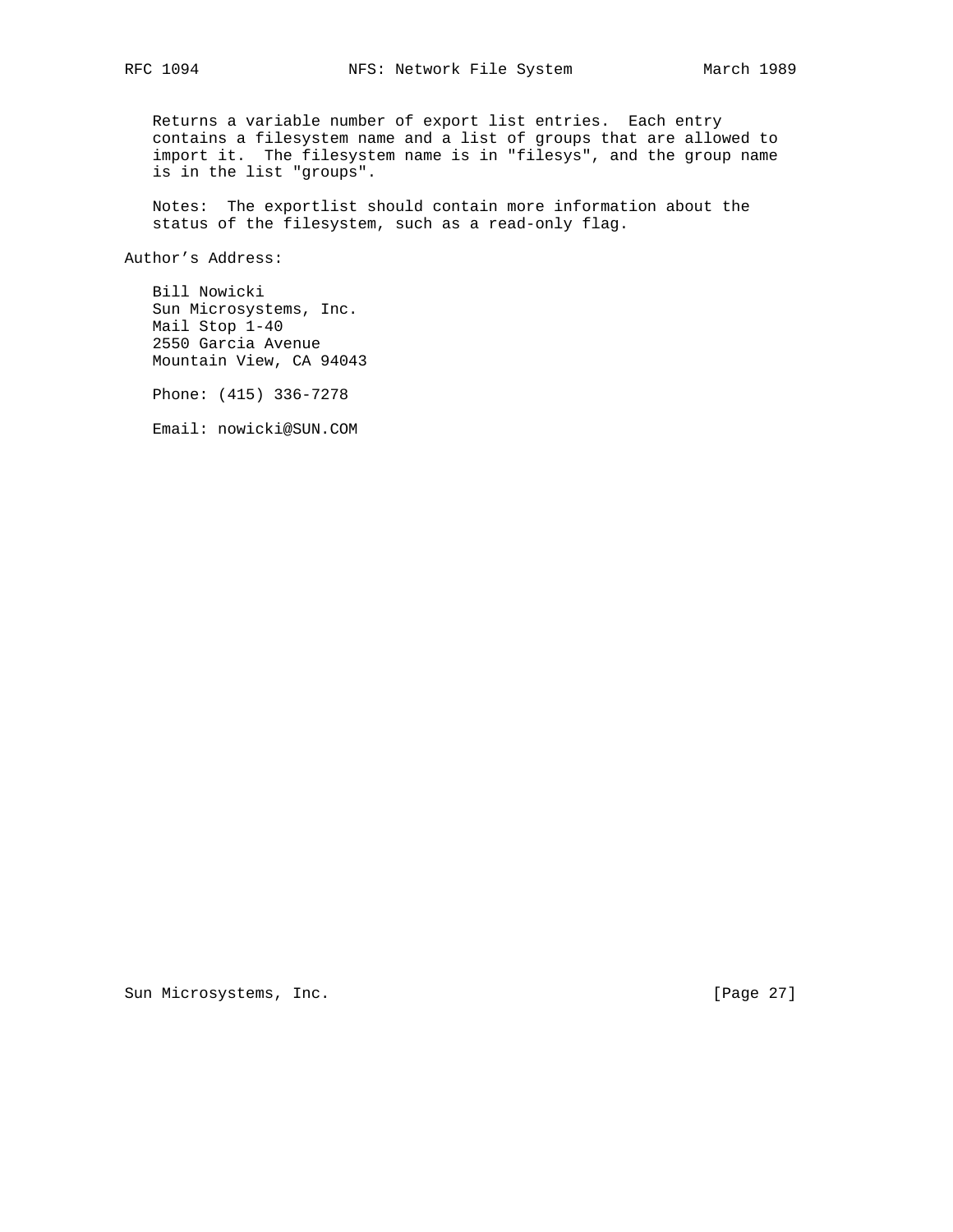Returns a variable number of export list entries. Each entry contains a filesystem name and a list of groups that are allowed to import it. The filesystem name is in "filesys", and the group name is in the list "groups".

Notes: The exportlist should contain more information about the status of the filesystem, such as a read-only flag.

Author's Address:

Bill Nowicki
Sun Microsystems, Inc.
Mail Stop 1-40
2550 Garcia Avenue
Mountain View, CA 94043

Phone: (415) 336-7278

Email: nowicki@SUN.COM